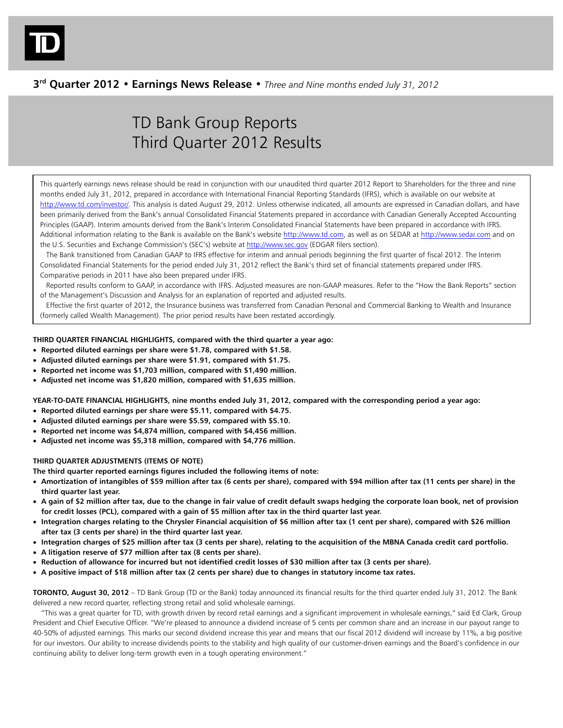**3rd Quarter 2012 • Earnings News Release •** *Three and Nine months ended July 31, 2012*

# TD Bank Group Reports Third Quarter 2012 Results

This quarterly earnings news release should be read in conjunction with our unaudited third quarter 2012 Report to Shareholders for the three and nine months ended July 31, 2012, prepared in accordance with International Financial Reporting Standards (IFRS), which is available on our website at http://www.td.com/investor/. This analysis is dated August 29, 2012. Unless otherwise indicated, all amounts are expressed in Canadian dollars, and have been primarily derived from the Bank's annual Consolidated Financial Statements prepared in accordance with Canadian Generally Accepted Accounting Principles (GAAP). Interim amounts derived from the Bank's Interim Consolidated Financial Statements have been prepared in accordance with IFRS. Additional information relating to the Bank is available on the Bank's website http://www.td.com, as well as on SEDAR at http://www.sedar.com and on the U.S. Securities and Exchange Commission's (SEC's) website at http://www.sec.gov (EDGAR filers section).

The Bank transitioned from Canadian GAAP to IFRS effective for interim and annual periods beginning the first quarter of fiscal 2012. The Interim Consolidated Financial Statements for the period ended July 31, 2012 reflect the Bank's third set of financial statements prepared under IFRS. Comparative periods in 2011 have also been prepared under IFRS.

Reported results conform to GAAP, in accordance with IFRS. Adjusted measures are non-GAAP measures. Refer to the "How the Bank Reports" section of the Management's Discussion and Analysis for an explanation of reported and adjusted results.

Effective the first quarter of 2012, the Insurance business was transferred from Canadian Personal and Commercial Banking to Wealth and Insurance (formerly called Wealth Management). The prior period results have been restated accordingly.

**THIRD QUARTER FINANCIAL HIGHLIGHTS, compared with the third quarter a year ago:**

- **Reported diluted earnings per share were $1.78, compared with $1.58.**
- **Adjusted diluted earnings per share were $1.91, compared with $1.75.**
- **Reported net income was $1,703 million, compared with $1,490 million.**
- **Adjusted net income was $1,820 million, compared with $1,635 million.**

**YEAR-TO-DATE FINANCIAL HIGHLIGHTS, nine months ended July 31, 2012, compared with the corresponding period a year ago:**

- **Reported diluted earnings per share were $5.11, compared with $4.75.**
- **Adjusted diluted earnings per share were $5.59, compared with $5.10.**
- **Reported net income was $4,874 million, compared with $4,456 million.**
- **Adjusted net income was $5,318 million, compared with $4,776 million.**

**THIRD QUARTER ADJUSTMENTS (ITEMS OF NOTE)**

**The third quarter reported earnings figures included the following items of note:**

- **Amortization of intangibles of $59 million after tax (6 cents per share), compared with $94 million after tax (11 cents per share) in the third quarter last year.**
- **A gain of $2 million after tax, due to the change in fair value of credit default swaps hedging the corporate loan book, net of provision for credit losses (PCL), compared with a gain of $5 million after tax in the third quarter last year.**
- **Integration charges relating to the Chrysler Financial acquisition of $6 million after tax (1 cent per share), compared with $26 million after tax (3 cents per share) in the third quarter last year.**
- **Integration charges of $25 million after tax (3 cents per share), relating to the acquisition of the MBNA Canada credit card portfolio.**
- **A litigation reserve of $77 million after tax (8 cents per share).**
- **Reduction of allowance for incurred but not identified credit losses of $30 million after tax (3 cents per share).**
- **A positive impact of $18 million after tax (2 cents per share) due to changes in statutory income tax rates.**

**TORONTO, August 30, 2012** – TD Bank Group (TD or the Bank) today announced its financial results for the third quarter ended July 31, 2012. The Bank delivered a new record quarter, reflecting strong retail and solid wholesale earnings.

"This was a great quarter for TD, with growth driven by record retail earnings and a significant improvement in wholesale earnings," said Ed Clark, Group President and Chief Executive Officer. "We're pleased to announce a dividend increase of 5 cents per common share and an increase in our payout range to 40-50% of adjusted earnings. This marks our second dividend increase this year and means that our fiscal 2012 dividend will increase by 11%, a big positive for our investors. Our ability to increase dividends points to the stability and high quality of our customer-driven earnings and the Board's confidence in our continuing ability to deliver long-term growth even in a tough operating environment."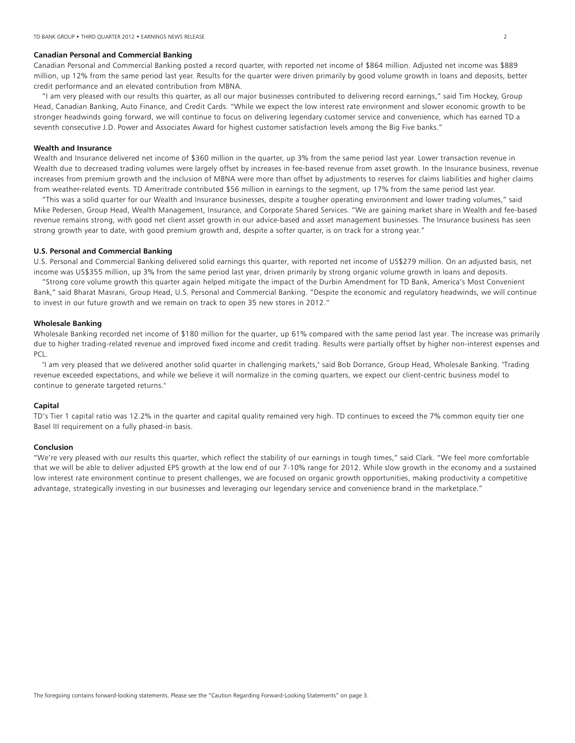### Canadian Personal and Commercial Banking

Canadian Personal and Commercial Banking posted a record quarter, with reported net income of $864 million. Adjusted net income was $889 million, up 12% from the same period last year. Results for the quarter were driven primarily by good volume growth in loans and deposits, better credit performance and an elevated contribution from MBNA.

"I am very pleased with our results this quarter, as all our major businesses contributed to delivering record earnings," said Tim Hockey, Group Head, Canadian Banking, Auto Finance, and Credit Cards. "While we expect the low interest rate environment and slower economic growth to be stronger headwinds going forward, we will continue to focus on delivering legendary customer service and convenience, which has earned TD a seventh consecutive J.D. Power and Associates Award for highest customer satisfaction levels among the Big Five banks."

### Wealth and Insurance

Wealth and Insurance delivered net income of $360 million in the quarter, up 3% from the same period last year. Lower transaction revenue in Wealth due to decreased trading volumes were largely offset by increases in fee-based revenue from asset growth. In the Insurance business, revenue increases from premium growth and the inclusion of MBNA were more than offset by adjustments to reserves for claims liabilities and higher claims from weather-related events. TD Ameritrade contributed $56 million in earnings to the segment, up 17% from the same period last year.

"This was a solid quarter for our Wealth and Insurance businesses, despite a tougher operating environment and lower trading volumes," said Mike Pedersen, Group Head, Wealth Management, Insurance, and Corporate Shared Services. "We are gaining market share in Wealth and fee-based revenue remains strong, with good net client asset growth in our advice-based and asset management businesses. The Insurance business has seen strong growth year to date, with good premium growth and, despite a softer quarter, is on track for a strong year."

### U.S. Personal and Commercial Banking

U.S. Personal and Commercial Banking delivered solid earnings this quarter, with reported net income of US$279 million. On an adjusted basis, net income was US$355 million, up 3% from the same period last year, driven primarily by strong organic volume growth in loans and deposits.

"Strong core volume growth this quarter again helped mitigate the impact of the Durbin Amendment for TD Bank, America's Most Convenient Bank," said Bharat Masrani, Group Head, U.S. Personal and Commercial Banking. "Despite the economic and regulatory headwinds, we will continue to invest in our future growth and we remain on track to open 35 new stores in 2012."

### Wholesale Banking

Wholesale Banking recorded net income of $180 million for the quarter, up 61% compared with the same period last year. The increase was primarily due to higher trading-related revenue and improved fixed income and credit trading. Results were partially offset by higher non-interest expenses and PCL.

"I am very pleased that we delivered another solid quarter in challenging markets," said Bob Dorrance, Group Head, Wholesale Banking. "Trading revenue exceeded expectations, and while we believe it will normalize in the coming quarters, we expect our client-centric business model to continue to generate targeted returns."

### Capital

TD's Tier 1 capital ratio was 12.2% in the quarter and capital quality remained very high. TD continues to exceed the 7% common equity tier one Basel III requirement on a fully phased-in basis.

### Conclusion

"We're very pleased with our results this quarter, which reflect the stability of our earnings in tough times," said Clark. "We feel more comfortable that we will be able to deliver adjusted EPS growth at the low end of our 7-10% range for 2012. While slow growth in the economy and a sustained low interest rate environment continue to present challenges, we are focused on organic growth opportunities, making productivity a competitive advantage, strategically investing in our businesses and leveraging our legendary service and convenience brand in the marketplace."

The foregoing contains forward-looking statements. Please see the "Caution Regarding Forward-Looking Statements" on page 3.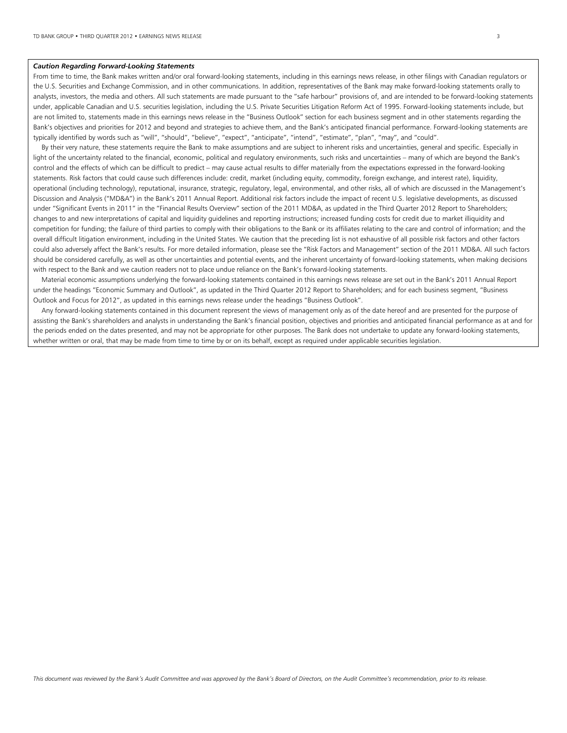***Caution Regarding Forward-Looking Statements***

From time to time, the Bank makes written and/or oral forward-looking statements, including in this earnings news release, in other filings with Canadian regulators or the U.S. Securities and Exchange Commission, and in other communications. In addition, representatives of the Bank may make forward-looking statements orally to analysts, investors, the media and others. All such statements are made pursuant to the "safe harbour" provisions of, and are intended to be forward-looking statements under, applicable Canadian and U.S. securities legislation, including the U.S. Private Securities Litigation Reform Act of 1995. Forward-looking statements include, but are not limited to, statements made in this earnings news release in the "Business Outlook" section for each business segment and in other statements regarding the Bank's objectives and priorities for 2012 and beyond and strategies to achieve them, and the Bank's anticipated financial performance. Forward-looking statements are typically identified by words such as "will", "should", "believe", "expect", "anticipate", "intend", "estimate", "plan", "may", and "could".

By their very nature, these statements require the Bank to make assumptions and are subject to inherent risks and uncertainties, general and specific. Especially in light of the uncertainty related to the financial, economic, political and regulatory environments, such risks and uncertainties – many of which are beyond the Bank's control and the effects of which can be difficult to predict – may cause actual results to differ materially from the expectations expressed in the forward-looking statements. Risk factors that could cause such differences include: credit, market (including equity, commodity, foreign exchange, and interest rate), liquidity, operational (including technology), reputational, insurance, strategic, regulatory, legal, environmental, and other risks, all of which are discussed in the Management's Discussion and Analysis ("MD&A") in the Bank's 2011 Annual Report. Additional risk factors include the impact of recent U.S. legislative developments, as discussed under "Significant Events in 2011" in the "Financial Results Overview" section of the 2011 MD&A, as updated in the Third Quarter 2012 Report to Shareholders; changes to and new interpretations of capital and liquidity guidelines and reporting instructions; increased funding costs for credit due to market illiquidity and competition for funding; the failure of third parties to comply with their obligations to the Bank or its affiliates relating to the care and control of information; and the overall difficult litigation environment, including in the United States. We caution that the preceding list is not exhaustive of all possible risk factors and other factors could also adversely affect the Bank's results. For more detailed information, please see the "Risk Factors and Management" section of the 2011 MD&A. All such factors should be considered carefully, as well as other uncertainties and potential events, and the inherent uncertainty of forward-looking statements, when making decisions with respect to the Bank and we caution readers not to place undue reliance on the Bank's forward-looking statements.

Material economic assumptions underlying the forward-looking statements contained in this earnings news release are set out in the Bank's 2011 Annual Report under the headings "Economic Summary and Outlook", as updated in the Third Quarter 2012 Report to Shareholders; and for each business segment, "Business Outlook and Focus for 2012", as updated in this earnings news release under the headings "Business Outlook".

Any forward-looking statements contained in this document represent the views of management only as of the date hereof and are presented for the purpose of assisting the Bank's shareholders and analysts in understanding the Bank's financial position, objectives and priorities and anticipated financial performance as at and for the periods ended on the dates presented, and may not be appropriate for other purposes. The Bank does not undertake to update any forward-looking statements, whether written or oral, that may be made from time to time by or on its behalf, except as required under applicable securities legislation.

*This document was reviewed by the Bank's Audit Committee and was approved by the Bank's Board of Directors, on the Audit Committee's recommendation, prior to its release.*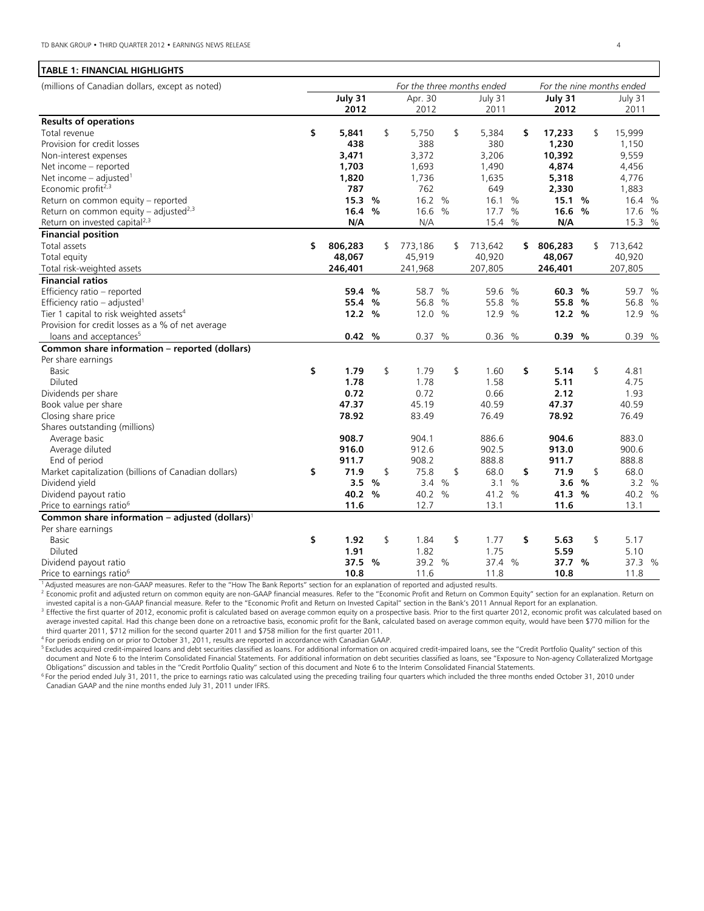**TABLE 1: FINANCIAL HIGHLIGHTS**

| (millions of Canadian dollars, except as noted) | *For the three months ended* | | | *For the nine months ended* | |
|---|---|---|---|---|---|
| | **July 31 2012** | Apr. 30 2012 | July 31 2011 | **July 31 2012** | July 31 2011 |
| **Results of operations** | | | | | |
| Total revenue | **$ 5,841** | $ 5,750 | $ 5,384 | **$ 17,233** | $ 15,999 |
| Provision for credit losses | **438** | 388 | 380 | **1,230** | 1,150 |
| Non-interest expenses | **3,471** | 3,372 | 3,206 | **10,392** | 9,559 |
| Net income – reported | **1,703** | 1,693 | 1,490 | **4,874** | 4,456 |
| Net income – adjusted[1] | **1,820** | 1,736 | 1,635 | **5,318** | 4,776 |
| Economic profit[2,3] | **787** | 762 | 649 | **2,330** | 1,883 |
| Return on common equity – reported | **15.3 %** | 16.2 % | 16.1 % | **15.1 %** | 16.4 % |
| Return on common equity – adjusted[2,3] | **16.4 %** | 16.6 % | 17.7 % | **16.6 %** | 17.6 % |
| Return on invested capital[2,3] | **N/A** | N/A | 15.4 % | **N/A** | 15.3 % |
| **Financial position** | | | | | |
| Total assets | **$ 806,283** | $ 773,186 | $ 713,642 | **$ 806,283** | $ 713,642 |
| Total equity | **48,067** | 45,919 | 40,920 | **48,067** | 40,920 |
| Total risk-weighted assets | **246,401** | 241,968 | 207,805 | **246,401** | 207,805 |
| **Financial ratios** | | | | | |
| Efficiency ratio – reported | **59.4 %** | 58.7 % | 59.6 % | **60.3 %** | 59.7 % |
| Efficiency ratio – adjusted[1] | **55.4 %** | 56.8 % | 55.8 % | **55.8 %** | 56.8 % |
| Tier 1 capital to risk weighted assets[4] | **12.2 %** | 12.0 % | 12.9 % | **12.2 %** | 12.9 % |
| Provision for credit losses as a % of net average loans and acceptances[5] | **0.42 %** | 0.37 % | 0.36 % | **0.39 %** | 0.39 % |
| **Common share information – reported (dollars)** | | | | | |
| Per share earnings | | | | | |
| Basic | **$ 1.79** | $ 1.79 | $ 1.60 | **$ 5.14** | $ 4.81 |
| Diluted | **1.78** | 1.78 | 1.58 | **5.11** | 4.75 |
| Dividends per share | **0.72** | 0.72 | 0.66 | **2.12** | 1.93 |
| Book value per share | **47.37** | 45.19 | 40.59 | **47.37** | 40.59 |
| Closing share price | **78.92** | 83.49 | 76.49 | **78.92** | 76.49 |
| Shares outstanding (millions) | | | | | |
| Average basic | **908.7** | 904.1 | 886.6 | **904.6** | 883.0 |
| Average diluted | **916.0** | 912.6 | 902.5 | **913.0** | 900.6 |
| End of period | **911.7** | 908.2 | 888.8 | **911.7** | 888.8 |
| Market capitalization (billions of Canadian dollars) | **$ 71.9** | $ 75.8 | $ 68.0 | **$ 71.9** | $ 68.0 |
| Dividend yield | **3.5 %** | 3.4 % | 3.1 % | **3.6 %** | 3.2 % |
| Dividend payout ratio | **40.2 %** | 40.2 % | 41.2 % | **41.3 %** | 40.2 % |
| Price to earnings ratio[6] | **11.6** | 12.7 | 13.1 | **11.6** | 13.1 |
| **Common share information – adjusted (dollars)[1]** | | | | | |
| Per share earnings | | | | | |
| Basic | **$ 1.92** | $ 1.84 | $ 1.77 | **$ 5.63** | $ 5.17 |
| Diluted | **1.91** | 1.82 | 1.75 | **5.59** | 5.10 |
| Dividend payout ratio | **37.5 %** | 39.2 % | 37.4 % | **37.7 %** | 37.3 % |
| Price to earnings ratio[6] | **10.8** | 11.6 | 11.8 | **10.8** | 11.8 |

[1] Adjusted measures are non-GAAP measures. Refer to the "How The Bank Reports" section for an explanation of reported and adjusted results.

[2] Economic profit and adjusted return on common equity are non-GAAP financial measures. Refer to the "Economic Profit and Return on Common Equity" section for an explanation. Return on invested capital is a non-GAAP financial measure. Refer to the "Economic Profit and Return on Invested Capital" section in the Bank's 2011 Annual Report for an explanation.

[3] Effective the first quarter of 2012, economic profit is calculated based on average common equity on a prospective basis. Prior to the first quarter 2012, economic profit was calculated based on average invested capital. Had this change been done on a retroactive basis, economic profit for the Bank, calculated based on average common equity, would have been $770 million for the third quarter 2011, $712 million for the second quarter 2011 and $758 million for the first quarter 2011.

[4] For periods ending on or prior to October 31, 2011, results are reported in accordance with Canadian GAAP.

[5] Excludes acquired credit-impaired loans and debt securities classified as loans. For additional information on acquired credit-impaired loans, see the "Credit Portfolio Quality" section of this document and Note 6 to the Interim Consolidated Financial Statements. For additional information on debt securities classified as loans, see "Exposure to Non-agency Collateralized Mortgage Obligations" discussion and tables in the "Credit Portfolio Quality" section of this document and Note 6 to the Interim Consolidated Financial Statements.

[6] For the period ended July 31, 2011, the price to earnings ratio was calculated using the preceding trailing four quarters which included the three months ended October 31, 2010 under Canadian GAAP and the nine months ended July 31, 2011 under IFRS.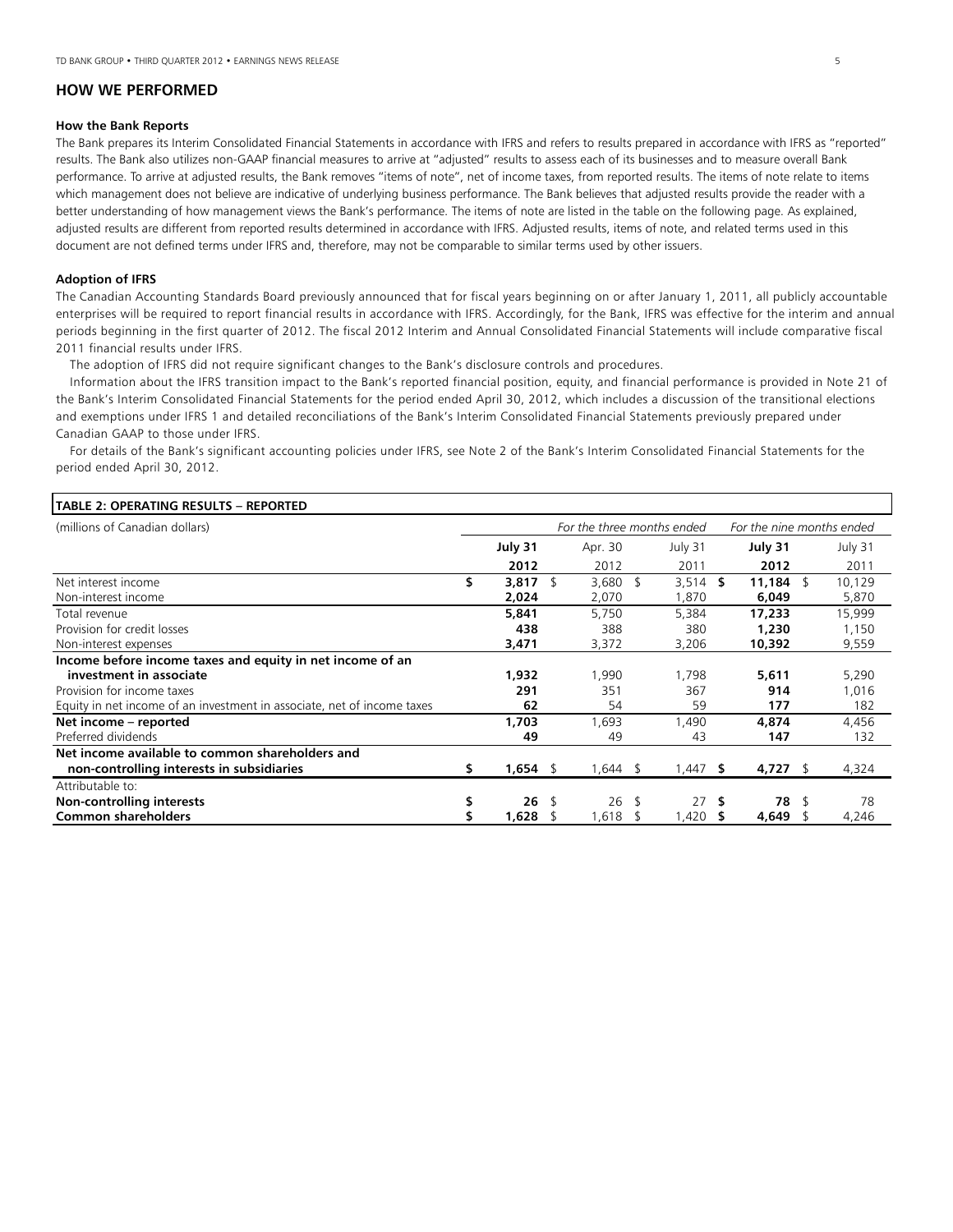## HOW WE PERFORMED

### How the Bank Reports

The Bank prepares its Interim Consolidated Financial Statements in accordance with IFRS and refers to results prepared in accordance with IFRS as "reported" results. The Bank also utilizes non-GAAP financial measures to arrive at "adjusted" results to assess each of its businesses and to measure overall Bank performance. To arrive at adjusted results, the Bank removes "items of note", net of income taxes, from reported results. The items of note relate to items which management does not believe are indicative of underlying business performance. The Bank believes that adjusted results provide the reader with a better understanding of how management views the Bank's performance. The items of note are listed in the table on the following page. As explained, adjusted results are different from reported results determined in accordance with IFRS. Adjusted results, items of note, and related terms used in this document are not defined terms under IFRS and, therefore, may not be comparable to similar terms used by other issuers.

### Adoption of IFRS

The Canadian Accounting Standards Board previously announced that for fiscal years beginning on or after January 1, 2011, all publicly accountable enterprises will be required to report financial results in accordance with IFRS. Accordingly, for the Bank, IFRS was effective for the interim and annual periods beginning in the first quarter of 2012. The fiscal 2012 Interim and Annual Consolidated Financial Statements will include comparative fiscal 2011 financial results under IFRS.

The adoption of IFRS did not require significant changes to the Bank's disclosure controls and procedures.

Information about the IFRS transition impact to the Bank's reported financial position, equity, and financial performance is provided in Note 21 of the Bank's Interim Consolidated Financial Statements for the period ended April 30, 2012, which includes a discussion of the transitional elections and exemptions under IFRS 1 and detailed reconciliations of the Bank's Interim Consolidated Financial Statements previously prepared under Canadian GAAP to those under IFRS.

For details of the Bank's significant accounting policies under IFRS, see Note 2 of the Bank's Interim Consolidated Financial Statements for the period ended April 30, 2012.

**TABLE 2: OPERATING RESULTS – REPORTED**

| (millions of Canadian dollars) | *For the three months ended* | | | *For the nine months ended* | |
|---|---|---|---|---|---|
| | **July 31** | Apr. 30 | July 31 | **July 31** | July 31 |
| | **2012** | 2012 | 2011 | **2012** | 2011 |
| Net interest income | **$ 3,817** | $ 3,680 | $ 3,514 | **$ 11,184** | $ 10,129 |
| Non-interest income | **2,024** | 2,070 | 1,870 | **6,049** | 5,870 |
| Total revenue | **5,841** | 5,750 | 5,384 | **17,233** | 15,999 |
| Provision for credit losses | **438** | 388 | 380 | **1,230** | 1,150 |
| Non-interest expenses | **3,471** | 3,372 | 3,206 | **10,392** | 9,559 |
| **Income before income taxes and equity in net income of an investment in associate** | **1,932** | 1,990 | 1,798 | **5,611** | 5,290 |
| Provision for income taxes | **291** | 351 | 367 | **914** | 1,016 |
| Equity in net income of an investment in associate, net of income taxes | **62** | 54 | 59 | **177** | 182 |
| **Net income – reported** | **1,703** | 1,693 | 1,490 | **4,874** | 4,456 |
| Preferred dividends | **49** | 49 | 43 | **147** | 132 |
| **Net income available to common shareholders and non-controlling interests in subsidiaries** | **$ 1,654** | $ 1,644 | $ 1,447 | **$ 4,727** | $ 4,324 |
| Attributable to: | | | | | |
| **Non-controlling interests** | **$ 26** | $ 26 | $ 27 | **$ 78** | $ 78 |
| **Common shareholders** | **$ 1,628** | $ 1,618 | $ 1,420 | **$ 4,649** | $ 4,246 |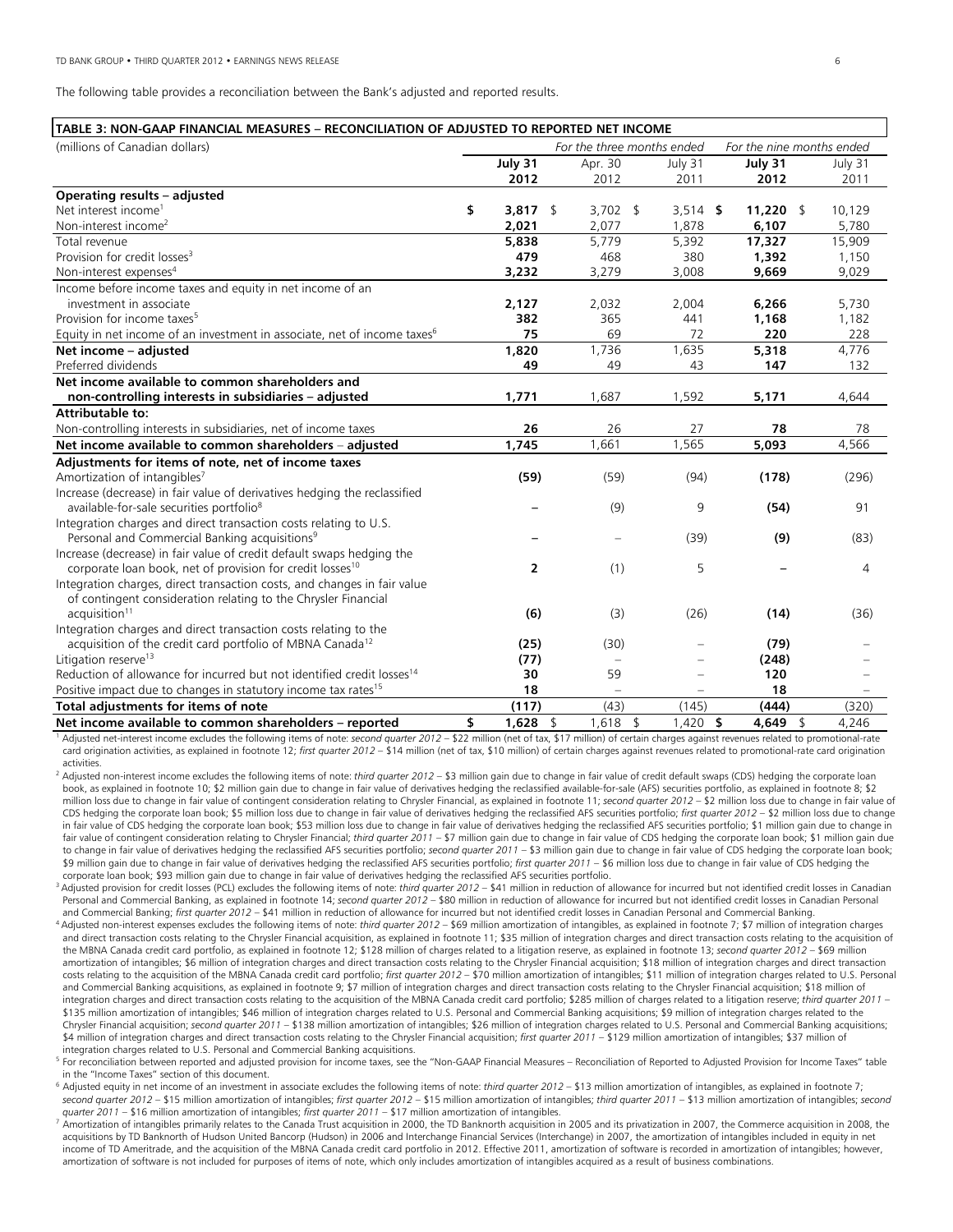The following table provides a reconciliation between the Bank's adjusted and reported results.

**TABLE 3: NON-GAAP FINANCIAL MEASURES – RECONCILIATION OF ADJUSTED TO REPORTED NET INCOME**

| (millions of Canadian dollars) | For the three months ended | | | For the nine months ended | |
|---|---|---|---|---|---|
| | **July 31 2012** | Apr. 30 2012 | July 31 2011 | **July 31 2012** | July 31 2011 |
| **Operating results – adjusted** | | | | | |
| Net interest income[1] | **$ 3,817** | $ 3,702 | $ 3,514 | **$ 11,220** | $ 10,129 |
| Non-interest income[2] | **2,021** | 2,077 | 1,878 | **6,107** | 5,780 |
| Total revenue | **5,838** | 5,779 | 5,392 | **17,327** | 15,909 |
| Provision for credit losses[3] | **479** | 468 | 380 | **1,392** | 1,150 |
| Non-interest expenses[4] | **3,232** | 3,279 | 3,008 | **9,669** | 9,029 |
| Income before income taxes and equity in net income of an investment in associate | **2,127** | 2,032 | 2,004 | **6,266** | 5,730 |
| Provision for income taxes[5] | **382** | 365 | 441 | **1,168** | 1,182 |
| Equity in net income of an investment in associate, net of income taxes[6] | **75** | 69 | 72 | **220** | 228 |
| **Net income – adjusted** | **1,820** | 1,736 | 1,635 | **5,318** | 4,776 |
| Preferred dividends | **49** | 49 | 43 | **147** | 132 |
| **Net income available to common shareholders and non-controlling interests in subsidiaries – adjusted** | **1,771** | 1,687 | 1,592 | **5,171** | 4,644 |
| **Attributable to:** | | | | | |
| Non-controlling interests in subsidiaries, net of income taxes | **26** | 26 | 27 | **78** | 78 |
| **Net income available to common shareholders – adjusted** | **1,745** | 1,661 | 1,565 | **5,093** | 4,566 |
| **Adjustments for items of note, net of income taxes** | | | | | |
| Amortization of intangibles[7] | **(59)** | (59) | (94) | **(178)** | (296) |
| Increase (decrease) in fair value of derivatives hedging the reclassified available-for-sale securities portfolio[8] | **–** | (9) | 9 | **(54)** | 91 |
| Integration charges and direct transaction costs relating to U.S. Personal and Commercial Banking acquisitions[9] | **–** | – | (39) | **(9)** | (83) |
| Increase (decrease) in fair value of credit default swaps hedging the corporate loan book, net of provision for credit losses[10] | **2** | (1) | 5 | **–** | 4 |
| Integration charges, direct transaction costs, and changes in fair value of contingent consideration relating to the Chrysler Financial acquisition[11] | **(6)** | (3) | (26) | **(14)** | (36) |
| Integration charges and direct transaction costs relating to the acquisition of the credit card portfolio of MBNA Canada[12] | **(25)** | (30) | – | **(79)** | – |
| Litigation reserve[13] | **(77)** | – | – | **(248)** | – |
| Reduction of allowance for incurred but not identified credit losses[14] | **30** | 59 | – | **120** | – |
| Positive impact due to changes in statutory income tax rates[15] | **18** | – | – | **18** | – |
| **Total adjustments for items of note** | **(117)** | (43) | (145) | **(444)** | (320) |
| **Net income available to common shareholders – reported** | **$ 1,628** | $ 1,618 | $ 1,420 | **$ 4,649** | $ 4,246 |

[1] Adjusted net-interest income excludes the following items of note: *second quarter 2012* – $22 million (net of tax, $17 million) of certain charges against revenues related to promotional-rate card origination activities, as explained in footnote 12; *first quarter 2012* – $14 million (net of tax, $10 million) of certain charges against revenues related to promotional-rate card origination activities.

[2] Adjusted non-interest income excludes the following items of note: *third quarter 2012* – $3 million gain due to change in fair value of credit default swaps (CDS) hedging the corporate loan book, as explained in footnote 10; $2 million gain due to change in fair value of derivatives hedging the reclassified available-for-sale (AFS) securities portfolio, as explained in footnote 8; $2 million loss due to change in fair value of contingent consideration relating to Chrysler Financial, as explained in footnote 11; *second quarter 2012* – $2 million loss due to change in fair value of CDS hedging the corporate loan book; $5 million loss due to change in fair value of derivatives hedging the reclassified AFS securities portfolio; *first quarter 2012* – $2 million loss due to change in fair value of CDS hedging the corporate loan book; $53 million loss due to change in fair value of derivatives hedging the reclassified AFS securities portfolio; $1 million gain due to change in fair value of contingent consideration relating to Chrysler Financial; *third quarter 2011* – $7 million gain due to change in fair value of CDS hedging the corporate loan book; $1 million gain due to change in fair value of derivatives hedging the reclassified AFS securities portfolio; *second quarter 2011* – $3 million gain due to change in fair value of CDS hedging the corporate loan book; $9 million gain due to change in fair value of derivatives hedging the reclassified AFS securities portfolio; *first quarter 2011* – $6 million loss due to change in fair value of CDS hedging the corporate loan book; $93 million gain due to change in fair value of derivatives hedging the reclassified AFS securities portfolio.

[3] Adjusted provision for credit losses (PCL) excludes the following items of note: *third quarter 2012* – $41 million in reduction of allowance for incurred but not identified credit losses in Canadian Personal and Commercial Banking, as explained in footnote 14; *second quarter 2012* – $80 million in reduction of allowance for incurred but not identified credit losses in Canadian Personal and Commercial Banking; *first quarter 2012* – $41 million in reduction of allowance for incurred but not identified credit losses in Canadian Personal and Commercial Banking.

[4] Adjusted non-interest expenses excludes the following items of note: *third quarter 2012* – $69 million amortization of intangibles, as explained in footnote 7; $7 million of integration charges and direct transaction costs relating to the Chrysler Financial acquisition, as explained in footnote 11; $35 million of integration charges and direct transaction costs relating to the acquisition of the MBNA Canada credit card portfolio, as explained in footnote 12; $128 million of charges related to a litigation reserve, as explained in footnote 13; *second quarter 2012* – $69 million amortization of intangibles; $6 million of integration charges and direct transaction costs relating to the Chrysler Financial acquisition; $18 million of integration charges and direct transaction costs relating to the acquisition of the MBNA Canada credit card portfolio; *first quarter 2012* – $70 million amortization of intangibles; $11 million of integration charges related to U.S. Personal and Commercial Banking acquisitions, as explained in footnote 9; $7 million of integration charges and direct transaction costs relating to the Chrysler Financial acquisition; $18 million of integration charges and direct transaction costs relating to the acquisition of the MBNA Canada credit card portfolio; $285 million of charges related to a litigation reserve; *third quarter 2011* – $135 million amortization of intangibles; $46 million of integration charges related to U.S. Personal and Commercial Banking acquisitions; $9 million of integration charges related to the Chrysler Financial acquisition; *second quarter 2011* – $138 million amortization of intangibles; $26 million of integration charges related to U.S. Personal and Commercial Banking acquisitions; $4 million of integration charges and direct transaction costs relating to the Chrysler Financial acquisition; *first quarter 2011* – $129 million amortization of intangibles; $37 million of integration charges related to U.S. Personal and Commercial Banking acquisitions.

[5] For reconciliation between reported and adjusted provision for income taxes, see the "Non-GAAP Financial Measures – Reconciliation of Reported to Adjusted Provision for Income Taxes" table in the "Income Taxes" section of this document.

[6] Adjusted equity in net income of an investment in associate excludes the following items of note: *third quarter 2012* – $13 million amortization of intangibles, as explained in footnote 7; *second quarter 2012* – $15 million amortization of intangibles; *first quarter 2012* – $15 million amortization of intangibles; *third quarter 2011* – $13 million amortization of intangibles; *second quarter 2011* – $16 million amortization of intangibles; *first quarter 2011* – $17 million amortization of intangibles.

[7] Amortization of intangibles primarily relates to the Canada Trust acquisition in 2000, the TD Banknorth acquisition in 2005 and its privatization in 2007, the Commerce acquisition in 2008, the acquisitions by TD Banknorth of Hudson United Bancorp (Hudson) in 2006 and Interchange Financial Services (Interchange) in 2007, the amortization of intangibles included in equity in net income of TD Ameritrade, and the acquisition of the MBNA Canada credit card portfolio in 2012. Effective 2011, amortization of software is recorded in amortization of intangibles; however, amortization of software is not included for purposes of items of note, which only includes amortization of intangibles acquired as a result of business combinations.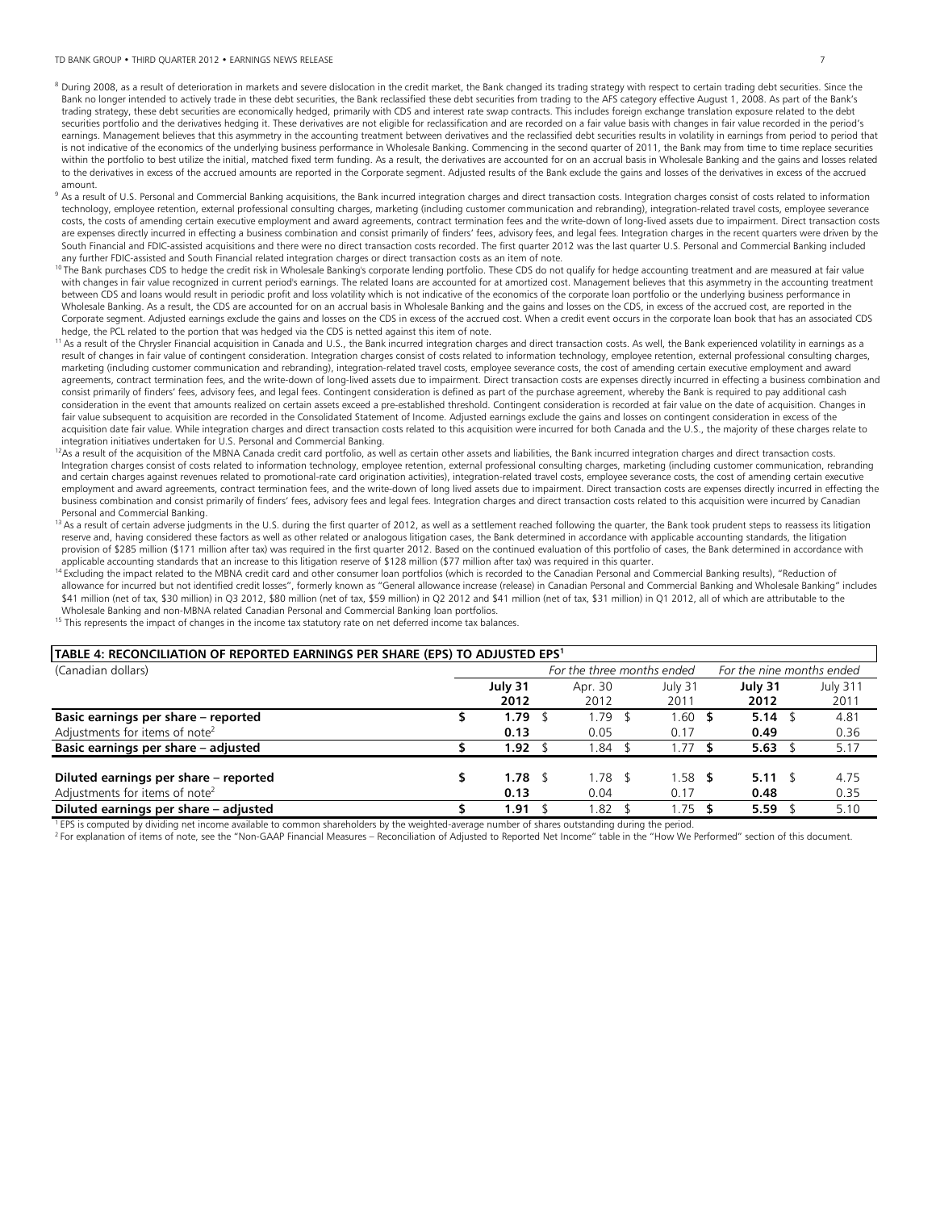[8] During 2008, as a result of deterioration in markets and severe dislocation in the credit market, the Bank changed its trading strategy with respect to certain trading debt securities. Since the Bank no longer intended to actively trade in these debt securities, the Bank reclassified these debt securities from trading to the AFS category effective August 1, 2008. As part of the Bank's trading strategy, these debt securities are economically hedged, primarily with CDS and interest rate swap contracts. This includes foreign exchange translation exposure related to the debt securities portfolio and the derivatives hedging it. These derivatives are not eligible for reclassification and are recorded on a fair value basis with changes in fair value recorded in the period's earnings. Management believes that this asymmetry in the accounting treatment between derivatives and the reclassified debt securities results in volatility in earnings from period to period that is not indicative of the economics of the underlying business performance in Wholesale Banking. Commencing in the second quarter of 2011, the Bank may from time to time replace securities within the portfolio to best utilize the initial, matched fixed term funding. As a result, the derivatives are accounted for on an accrual basis in Wholesale Banking and the gains and losses related to the derivatives in excess of the accrued amounts are reported in the Corporate segment. Adjusted results of the Bank exclude the gains and losses of the derivatives in excess of the accrued amount.

[9] As a result of U.S. Personal and Commercial Banking acquisitions, the Bank incurred integration charges and direct transaction costs. Integration charges consist of costs related to information technology, employee retention, external professional consulting charges, marketing (including customer communication and rebranding), integration-related travel costs, employee severance costs, the costs of amending certain executive employment and award agreements, contract termination fees and the write-down of long-lived assets due to impairment. Direct transaction costs are expenses directly incurred in effecting a business combination and consist primarily of finders' fees, advisory fees, and legal fees. Integration charges in the recent quarters were driven by the South Financial and FDIC-assisted acquisitions and there were no direct transaction costs recorded. The first quarter 2012 was the last quarter U.S. Personal and Commercial Banking included any further FDIC-assisted and South Financial related integration charges or direct transaction costs as an item of note.

[10] The Bank purchases CDS to hedge the credit risk in Wholesale Banking's corporate lending portfolio. These CDS do not qualify for hedge accounting treatment and are measured at fair value with changes in fair value recognized in current period's earnings. The related loans are accounted for at amortized cost. Management believes that this asymmetry in the accounting treatment between CDS and loans would result in periodic profit and loss volatility which is not indicative of the economics of the corporate loan portfolio or the underlying business performance in Wholesale Banking. As a result, the CDS are accounted for on an accrual basis in Wholesale Banking and the gains and losses on the CDS, in excess of the accrued cost, are reported in the Corporate segment. Adjusted earnings exclude the gains and losses on the CDS in excess of the accrued cost. When a credit event occurs in the corporate loan book that has an associated CDS hedge, the PCL related to the portion that was hedged via the CDS is netted against this item of note.

[11] As a result of the Chrysler Financial acquisition in Canada and U.S., the Bank incurred integration charges and direct transaction costs. As well, the Bank experienced volatility in earnings as a result of changes in fair value of contingent consideration. Integration charges consist of costs related to information technology, employee retention, external professional consulting charges, marketing (including customer communication and rebranding), integration-related travel costs, employee severance costs, the cost of amending certain executive employment and award agreements, contract termination fees, and the write-down of long-lived assets due to impairment. Direct transaction costs are expenses directly incurred in effecting a business combination and consist primarily of finders' fees, advisory fees, and legal fees. Contingent consideration is defined as part of the purchase agreement, whereby the Bank is required to pay additional cash consideration in the event that amounts realized on certain assets exceed a pre-established threshold. Contingent consideration is recorded at fair value on the date of acquisition. Changes in fair value subsequent to acquisition are recorded in the Consolidated Statement of Income. Adjusted earnings exclude the gains and losses on contingent consideration in excess of the acquisition date fair value. While integration charges and direct transaction costs related to this acquisition were incurred for both Canada and the U.S., the majority of these charges relate to integration initiatives undertaken for U.S. Personal and Commercial Banking.

[12] As a result of the acquisition of the MBNA Canada credit card portfolio, as well as certain other assets and liabilities, the Bank incurred integration charges and direct transaction costs. Integration charges consist of costs related to information technology, employee retention, external professional consulting charges, marketing (including customer communication, rebranding and certain charges against revenues related to promotional-rate card origination activities), integration-related travel costs, employee severance costs, the cost of amending certain executive employment and award agreements, contract termination fees, and the write-down of long lived assets due to impairment. Direct transaction costs are expenses directly incurred in effecting the business combination and consist primarily of finders' fees, advisory fees and legal fees. Integration charges and direct transaction costs related to this acquisition were incurred by Canadian Personal and Commercial Banking.

[13] As a result of certain adverse judgments in the U.S. during the first quarter of 2012, as well as a settlement reached following the quarter, the Bank took prudent steps to reassess its litigation reserve and, having considered these factors as well as other related or analogous litigation cases, the Bank determined in accordance with applicable accounting standards, the litigation provision of $285 million ($171 million after tax) was required in the first quarter 2012. Based on the continued evaluation of this portfolio of cases, the Bank determined in accordance with applicable accounting standards that an increase to this litigation reserve of $128 million ($77 million after tax) was required in this quarter.

[14] Excluding the impact related to the MBNA credit card and other consumer loan portfolios (which is recorded to the Canadian Personal and Commercial Banking results), "Reduction of allowance for incurred but not identified credit losses", formerly known as "General allowance increase (release) in Canadian Personal and Commercial Banking and Wholesale Banking" includes $41 million (net of tax, $30 million) in Q3 2012, $80 million (net of tax, $59 million) in Q2 2012 and $41 million (net of tax, $31 million) in Q1 2012, all of which are attributable to the Wholesale Banking and non-MBNA related Canadian Personal and Commercial Banking loan portfolios.

[15] This represents the impact of changes in the income tax statutory rate on net deferred income tax balances.

**TABLE 4: RECONCILIATION OF REPORTED EARNINGS PER SHARE (EPS) TO ADJUSTED EPS[1]**

| (Canadian dollars) | *For the three months ended* | | | *For the nine months ended* | |
|---|---|---|---|---|---|
| | **July 31 2012** | Apr. 30 2012 | July 31 2011 | **July 31 2012** | July 311 2011 |
| **Basic earnings per share – reported** | **$ 1.79** | $ 1.79 | $ 1.60 | **$ 5.14** | $ 4.81 |
| Adjustments for items of note[2] | **0.13** | 0.05 | 0.17 | **0.49** | 0.36 |
| **Basic earnings per share – adjusted** | **$ 1.92** | $ 1.84 | $ 1.77 | **$ 5.63** | $ 5.17 |
| **Diluted earnings per share – reported** | **$ 1.78** | $ 1.78 | $ 1.58 | **$ 5.11** | $ 4.75 |
| Adjustments for items of note[2] | **0.13** | 0.04 | 0.17 | **0.48** | 0.35 |
| **Diluted earnings per share – adjusted** | **$ 1.91** | $ 1.82 | $ 1.75 | **$ 5.59** | $ 5.10 |

[1] EPS is computed by dividing net income available to common shareholders by the weighted-average number of shares outstanding during the period.

[2] For explanation of items of note, see the "Non-GAAP Financial Measures – Reconciliation of Adjusted to Reported Net Income" table in the "How We Performed" section of this document.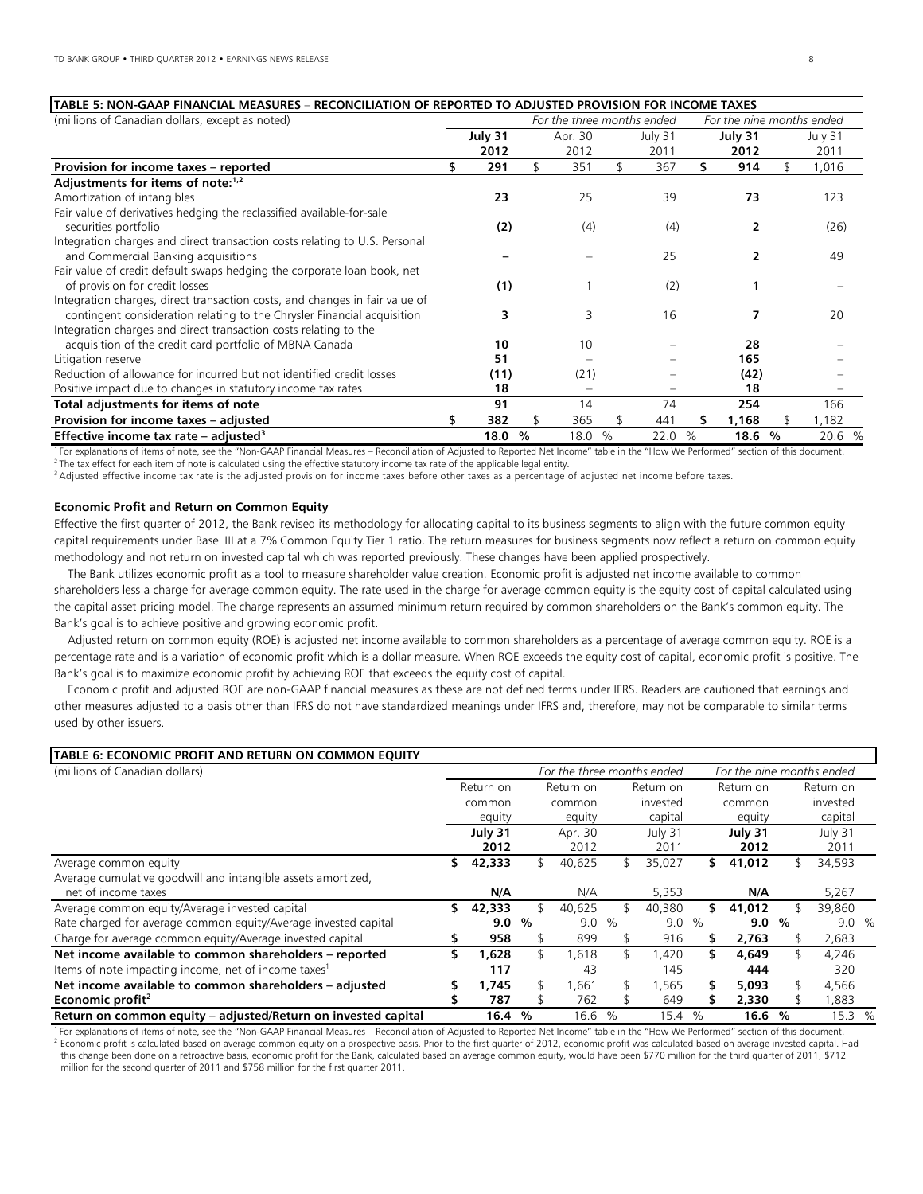**TABLE 5: NON-GAAP FINANCIAL MEASURES – RECONCILIATION OF REPORTED TO ADJUSTED PROVISION FOR INCOME TAXES**

| (millions of Canadian dollars, except as noted) | For the three months ended | | | For the nine months ended | |
|---|---|---|---|---|---|
| | **July 31 2012** | Apr. 30 2012 | July 31 2011 | **July 31 2012** | July 31 2011 |
| **Provision for income taxes – reported** | **$ 291** | $ 351 | $ 367 | **$ 914** | $ 1,016 |
| **Adjustments for items of note:[1,2]** | | | | | |
| Amortization of intangibles | **23** | 25 | 39 | **73** | 123 |
| Fair value of derivatives hedging the reclassified available-for-sale securities portfolio | **(2)** | (4) | (4) | **2** | (26) |
| Integration charges and direct transaction costs relating to U.S. Personal and Commercial Banking acquisitions | **–** | – | 25 | **2** | 49 |
| Fair value of credit default swaps hedging the corporate loan book, net of provision for credit losses | **(1)** | 1 | (2) | **1** | – |
| Integration charges, direct transaction costs, and changes in fair value of contingent consideration relating to the Chrysler Financial acquisition | **3** | 3 | 16 | **7** | 20 |
| Integration charges and direct transaction costs relating to the acquisition of the credit card portfolio of MBNA Canada | **10** | 10 | – | **28** | – |
| Litigation reserve | **51** | – | – | **165** | – |
| Reduction of allowance for incurred but not identified credit losses | **(11)** | (21) | – | **(42)** | – |
| Positive impact due to changes in statutory income tax rates | **18** | – | – | **18** | – |
| **Total adjustments for items of note** | **91** | 14 | 74 | **254** | 166 |
| **Provision for income taxes – adjusted** | **$ 382** | $ 365 | $ 441 | **$ 1,168** | $ 1,182 |
| **Effective income tax rate – adjusted[3]** | **18.0 %** | 18.0 % | 22.0 % | **18.6 %** | 20.6 % |

[1] For explanations of items of note, see the "Non-GAAP Financial Measures – Reconciliation of Adjusted to Reported Net Income" table in the "How We Performed" section of this document.
[2] The tax effect for each item of note is calculated using the effective statutory income tax rate of the applicable legal entity.
[3] Adjusted effective income tax rate is the adjusted provision for income taxes before other taxes as a percentage of adjusted net income before taxes.

**Economic Profit and Return on Common Equity**

Effective the first quarter of 2012, the Bank revised its methodology for allocating capital to its business segments to align with the future common equity capital requirements under Basel III at a 7% Common Equity Tier 1 ratio. The return measures for business segments now reflect a return on common equity methodology and not return on invested capital which was reported previously. These changes have been applied prospectively.

The Bank utilizes economic profit as a tool to measure shareholder value creation. Economic profit is adjusted net income available to common shareholders less a charge for average common equity. The rate used in the charge for average common equity is the equity cost of capital calculated using the capital asset pricing model. The charge represents an assumed minimum return required by common shareholders on the Bank's common equity. The Bank's goal is to achieve positive and growing economic profit.

Adjusted return on common equity (ROE) is adjusted net income available to common shareholders as a percentage of average common equity. ROE is a percentage rate and is a variation of economic profit which is a dollar measure. When ROE exceeds the equity cost of capital, economic profit is positive. The Bank's goal is to maximize economic profit by achieving ROE that exceeds the equity cost of capital.

Economic profit and adjusted ROE are non-GAAP financial measures as these are not defined terms under IFRS. Readers are cautioned that earnings and other measures adjusted to a basis other than IFRS do not have standardized meanings under IFRS and, therefore, may not be comparable to similar terms used by other issuers.

**TABLE 6: ECONOMIC PROFIT AND RETURN ON COMMON EQUITY**

| (millions of Canadian dollars) | For the three months ended | | | For the nine months ended | |
|---|---|---|---|---|---|
| | Return on common equity | Return on common equity | Return on invested capital | Return on common equity | Return on invested capital |
| | **July 31 2012** | Apr. 30 2012 | July 31 2011 | **July 31 2012** | July 31 2011 |
| Average common equity | **$ 42,333** | $ 40,625 | $ 35,027 | **$ 41,012** | $ 34,593 |
| Average cumulative goodwill and intangible assets amortized, net of income taxes | **N/A** | N/A | 5,353 | **N/A** | 5,267 |
| Average common equity/Average invested capital | **$ 42,333** | $ 40,625 | $ 40,380 | **$ 41,012** | $ 39,860 |
| Rate charged for average common equity/Average invested capital | **9.0 %** | 9.0 % | 9.0 % | **9.0 %** | 9.0 % |
| Charge for average common equity/Average invested capital | **$ 958** | $ 899 | $ 916 | **$ 2,763** | $ 2,683 |
| **Net income available to common shareholders – reported** | **$ 1,628** | $ 1,618 | $ 1,420 | **$ 4,649** | $ 4,246 |
| Items of note impacting income, net of income taxes[1] | **117** | 43 | 145 | **444** | 320 |
| **Net income available to common shareholders – adjusted** | **$ 1,745** | $ 1,661 | $ 1,565 | **$ 5,093** | $ 4,566 |
| **Economic profit[2]** | **$ 787** | $ 762 | $ 649 | **$ 2,330** | $ 1,883 |
| **Return on common equity – adjusted/Return on invested capital** | **16.4 %** | 16.6 % | 15.4 % | **16.6 %** | 15.3 % |

[1] For explanations of items of note, see the "Non-GAAP Financial Measures – Reconciliation of Adjusted to Reported Net Income" table in the "How We Performed" section of this document.
[2] Economic profit is calculated based on average common equity on a prospective basis. Prior to the first quarter of 2012, economic profit was calculated based on average invested capital. Had this change been done on a retroactive basis, economic profit for the Bank, calculated based on average common equity, would have been $770 million for the third quarter of 2011, $712 million for the second quarter of 2011 and $758 million for the first quarter 2011.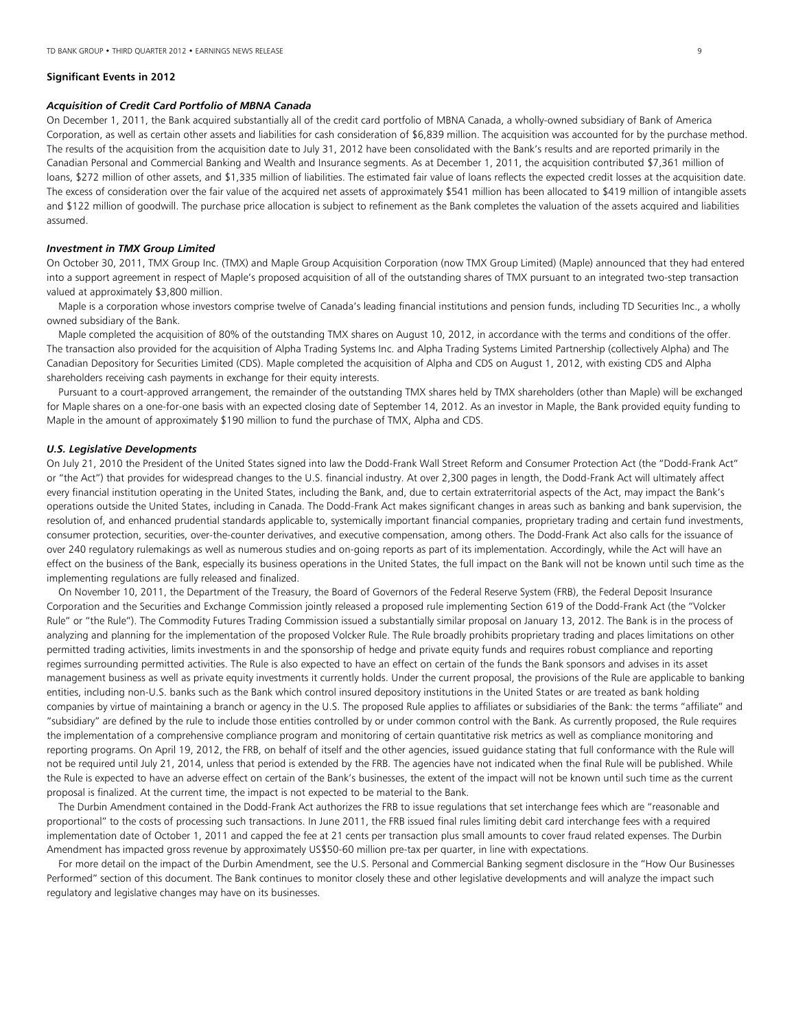## Significant Events in 2012

### *Acquisition of Credit Card Portfolio of MBNA Canada*

On December 1, 2011, the Bank acquired substantially all of the credit card portfolio of MBNA Canada, a wholly-owned subsidiary of Bank of America Corporation, as well as certain other assets and liabilities for cash consideration of $6,839 million. The acquisition was accounted for by the purchase method. The results of the acquisition from the acquisition date to July 31, 2012 have been consolidated with the Bank's results and are reported primarily in the Canadian Personal and Commercial Banking and Wealth and Insurance segments. As at December 1, 2011, the acquisition contributed $7,361 million of loans, $272 million of other assets, and $1,335 million of liabilities. The estimated fair value of loans reflects the expected credit losses at the acquisition date. The excess of consideration over the fair value of the acquired net assets of approximately $541 million has been allocated to $419 million of intangible assets and $122 million of goodwill. The purchase price allocation is subject to refinement as the Bank completes the valuation of the assets acquired and liabilities assumed.

### *Investment in TMX Group Limited*

On October 30, 2011, TMX Group Inc. (TMX) and Maple Group Acquisition Corporation (now TMX Group Limited) (Maple) announced that they had entered into a support agreement in respect of Maple's proposed acquisition of all of the outstanding shares of TMX pursuant to an integrated two-step transaction valued at approximately $3,800 million.

Maple is a corporation whose investors comprise twelve of Canada's leading financial institutions and pension funds, including TD Securities Inc., a wholly owned subsidiary of the Bank.

Maple completed the acquisition of 80% of the outstanding TMX shares on August 10, 2012, in accordance with the terms and conditions of the offer. The transaction also provided for the acquisition of Alpha Trading Systems Inc. and Alpha Trading Systems Limited Partnership (collectively Alpha) and The Canadian Depository for Securities Limited (CDS). Maple completed the acquisition of Alpha and CDS on August 1, 2012, with existing CDS and Alpha shareholders receiving cash payments in exchange for their equity interests.

Pursuant to a court-approved arrangement, the remainder of the outstanding TMX shares held by TMX shareholders (other than Maple) will be exchanged for Maple shares on a one-for-one basis with an expected closing date of September 14, 2012. As an investor in Maple, the Bank provided equity funding to Maple in the amount of approximately $190 million to fund the purchase of TMX, Alpha and CDS.

### *U.S. Legislative Developments*

On July 21, 2010 the President of the United States signed into law the Dodd-Frank Wall Street Reform and Consumer Protection Act (the "Dodd-Frank Act" or "the Act") that provides for widespread changes to the U.S. financial industry. At over 2,300 pages in length, the Dodd-Frank Act will ultimately affect every financial institution operating in the United States, including the Bank, and, due to certain extraterritorial aspects of the Act, may impact the Bank's operations outside the United States, including in Canada. The Dodd-Frank Act makes significant changes in areas such as banking and bank supervision, the resolution of, and enhanced prudential standards applicable to, systemically important financial companies, proprietary trading and certain fund investments, consumer protection, securities, over-the-counter derivatives, and executive compensation, among others. The Dodd-Frank Act also calls for the issuance of over 240 regulatory rulemakings as well as numerous studies and on-going reports as part of its implementation. Accordingly, while the Act will have an effect on the business of the Bank, especially its business operations in the United States, the full impact on the Bank will not be known until such time as the implementing regulations are fully released and finalized.

On November 10, 2011, the Department of the Treasury, the Board of Governors of the Federal Reserve System (FRB), the Federal Deposit Insurance Corporation and the Securities and Exchange Commission jointly released a proposed rule implementing Section 619 of the Dodd-Frank Act (the "Volcker Rule" or "the Rule"). The Commodity Futures Trading Commission issued a substantially similar proposal on January 13, 2012. The Bank is in the process of analyzing and planning for the implementation of the proposed Volcker Rule. The Rule broadly prohibits proprietary trading and places limitations on other permitted trading activities, limits investments in and the sponsorship of hedge and private equity funds and requires robust compliance and reporting regimes surrounding permitted activities. The Rule is also expected to have an effect on certain of the funds the Bank sponsors and advises in its asset management business as well as private equity investments it currently holds. Under the current proposal, the provisions of the Rule are applicable to banking entities, including non-U.S. banks such as the Bank which control insured depository institutions in the United States or are treated as bank holding companies by virtue of maintaining a branch or agency in the U.S. The proposed Rule applies to affiliates or subsidiaries of the Bank: the terms "affiliate" and "subsidiary" are defined by the rule to include those entities controlled by or under common control with the Bank. As currently proposed, the Rule requires the implementation of a comprehensive compliance program and monitoring of certain quantitative risk metrics as well as compliance monitoring and reporting programs. On April 19, 2012, the FRB, on behalf of itself and the other agencies, issued guidance stating that full conformance with the Rule will not be required until July 21, 2014, unless that period is extended by the FRB. The agencies have not indicated when the final Rule will be published. While the Rule is expected to have an adverse effect on certain of the Bank's businesses, the extent of the impact will not be known until such time as the current proposal is finalized. At the current time, the impact is not expected to be material to the Bank.

The Durbin Amendment contained in the Dodd-Frank Act authorizes the FRB to issue regulations that set interchange fees which are "reasonable and proportional" to the costs of processing such transactions. In June 2011, the FRB issued final rules limiting debit card interchange fees with a required implementation date of October 1, 2011 and capped the fee at 21 cents per transaction plus small amounts to cover fraud related expenses. The Durbin Amendment has impacted gross revenue by approximately US$50-60 million pre-tax per quarter, in line with expectations.

For more detail on the impact of the Durbin Amendment, see the U.S. Personal and Commercial Banking segment disclosure in the "How Our Businesses Performed" section of this document. The Bank continues to monitor closely these and other legislative developments and will analyze the impact such regulatory and legislative changes may have on its businesses.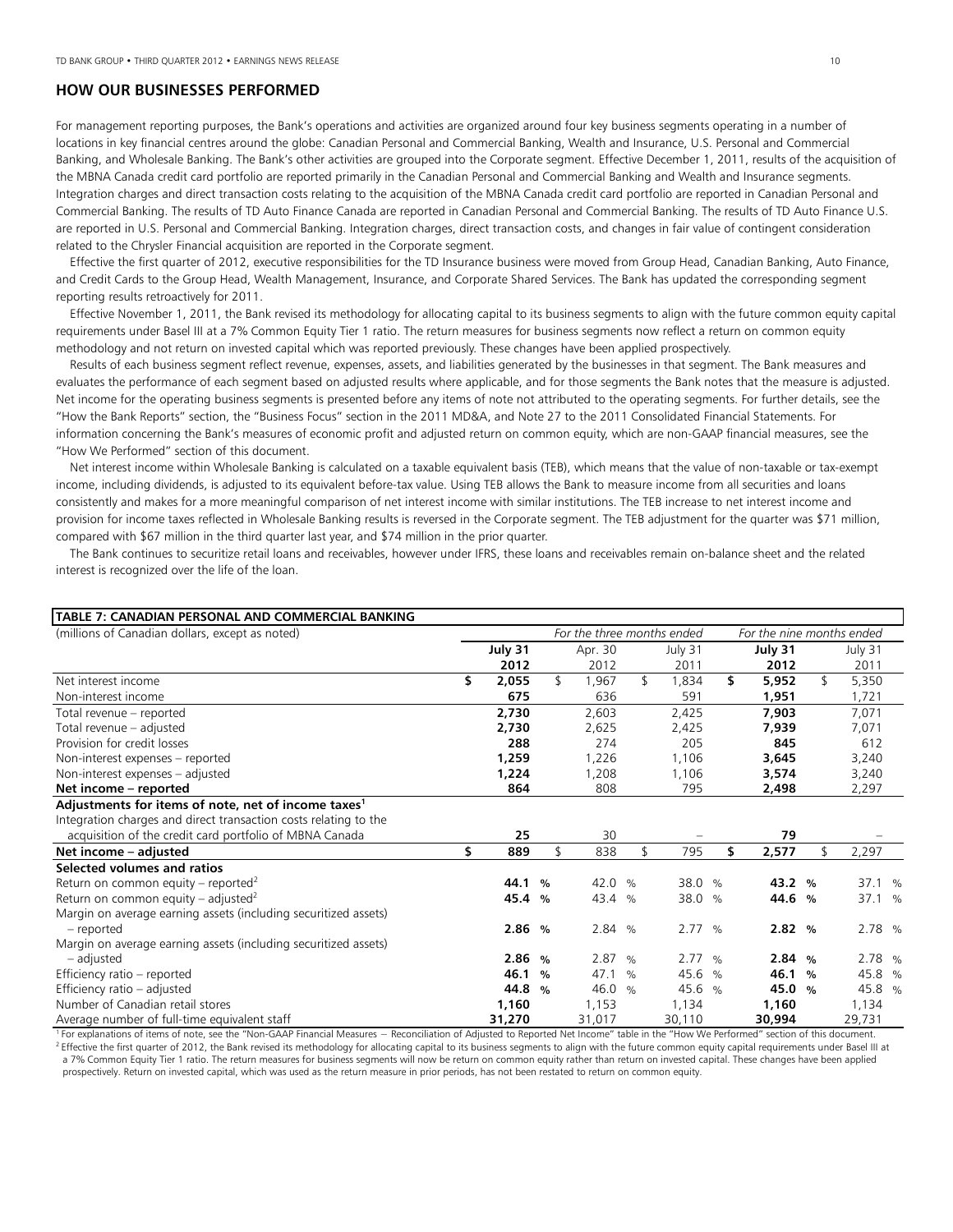## HOW OUR BUSINESSES PERFORMED

For management reporting purposes, the Bank's operations and activities are organized around four key business segments operating in a number of locations in key financial centres around the globe: Canadian Personal and Commercial Banking, Wealth and Insurance, U.S. Personal and Commercial Banking, and Wholesale Banking. The Bank's other activities are grouped into the Corporate segment. Effective December 1, 2011, results of the acquisition of the MBNA Canada credit card portfolio are reported primarily in the Canadian Personal and Commercial Banking and Wealth and Insurance segments. Integration charges and direct transaction costs relating to the acquisition of the MBNA Canada credit card portfolio are reported in Canadian Personal and Commercial Banking. The results of TD Auto Finance Canada are reported in Canadian Personal and Commercial Banking. The results of TD Auto Finance U.S. are reported in U.S. Personal and Commercial Banking. Integration charges, direct transaction costs, and changes in fair value of contingent consideration related to the Chrysler Financial acquisition are reported in the Corporate segment.

Effective the first quarter of 2012, executive responsibilities for the TD Insurance business were moved from Group Head, Canadian Banking, Auto Finance, and Credit Cards to the Group Head, Wealth Management, Insurance, and Corporate Shared Services. The Bank has updated the corresponding segment reporting results retroactively for 2011.

Effective November 1, 2011, the Bank revised its methodology for allocating capital to its business segments to align with the future common equity capital requirements under Basel III at a 7% Common Equity Tier 1 ratio. The return measures for business segments now reflect a return on common equity methodology and not return on invested capital which was reported previously. These changes have been applied prospectively.

Results of each business segment reflect revenue, expenses, assets, and liabilities generated by the businesses in that segment. The Bank measures and evaluates the performance of each segment based on adjusted results where applicable, and for those segments the Bank notes that the measure is adjusted. Net income for the operating business segments is presented before any items of note not attributed to the operating segments. For further details, see the "How the Bank Reports" section, the "Business Focus" section in the 2011 MD&A, and Note 27 to the 2011 Consolidated Financial Statements. For information concerning the Bank's measures of economic profit and adjusted return on common equity, which are non-GAAP financial measures, see the "How We Performed" section of this document.

Net interest income within Wholesale Banking is calculated on a taxable equivalent basis (TEB), which means that the value of non-taxable or tax-exempt income, including dividends, is adjusted to its equivalent before-tax value. Using TEB allows the Bank to measure income from all securities and loans consistently and makes for a more meaningful comparison of net interest income with similar institutions. The TEB increase to net interest income and provision for income taxes reflected in Wholesale Banking results is reversed in the Corporate segment. The TEB adjustment for the quarter was $71 million, compared with $67 million in the third quarter last year, and $74 million in the prior quarter.

The Bank continues to securitize retail loans and receivables, however under IFRS, these loans and receivables remain on-balance sheet and the related interest is recognized over the life of the loan.

**TABLE 7: CANADIAN PERSONAL AND COMMERCIAL BANKING**

| (millions of Canadian dollars, except as noted) | *For the three months ended* | | | *For the nine months ended* | |
|---|---|---|---|---|---|
| | **July 31 2012** | Apr. 30 2012 | July 31 2011 | **July 31 2012** | July 31 2011 |
| Net interest income | **$ 2,055** | $ 1,967 | $ 1,834 | **$ 5,952** | $ 5,350 |
| Non-interest income | **675** | 636 | 591 | **1,951** | 1,721 |
| Total revenue – reported | **2,730** | 2,603 | 2,425 | **7,903** | 7,071 |
| Total revenue – adjusted | **2,730** | 2,625 | 2,425 | **7,939** | 7,071 |
| Provision for credit losses | **288** | 274 | 205 | **845** | 612 |
| Non-interest expenses – reported | **1,259** | 1,226 | 1,106 | **3,645** | 3,240 |
| Non-interest expenses – adjusted | **1,224** | 1,208 | 1,106 | **3,574** | 3,240 |
| **Net income – reported** | **864** | 808 | 795 | **2,498** | 2,297 |
| **Adjustments for items of note, net of income taxes[1]** | | | | | |
| Integration charges and direct transaction costs relating to the acquisition of the credit card portfolio of MBNA Canada | **25** | 30 | – | **79** | – |
| **Net income – adjusted** | **$ 889** | $ 838 | $ 795 | **$ 2,577** | $ 2,297 |
| **Selected volumes and ratios** | | | | | |
| Return on common equity – reported[2] | **44.1 %** | 42.0 % | 38.0 % | **43.2 %** | 37.1 % |
| Return on common equity – adjusted[2] | **45.4 %** | 43.4 % | 38.0 % | **44.6 %** | 37.1 % |
| Margin on average earning assets (including securitized assets) – reported | **2.86 %** | 2.84 % | 2.77 % | **2.82 %** | 2.78 % |
| Margin on average earning assets (including securitized assets) – adjusted | **2.86 %** | 2.87 % | 2.77 % | **2.84 %** | 2.78 % |
| Efficiency ratio – reported | **46.1 %** | 47.1 % | 45.6 % | **46.1 %** | 45.8 % |
| Efficiency ratio – adjusted | **44.8 %** | 46.0 % | 45.6 % | **45.0 %** | 45.8 % |
| Number of Canadian retail stores | **1,160** | 1,153 | 1,134 | **1,160** | 1,134 |
| Average number of full-time equivalent staff | **31,270** | 31,017 | 30,110 | **30,994** | 29,731 |

[1] For explanations of items of note, see the "Non-GAAP Financial Measures – Reconciliation of Adjusted to Reported Net Income" table in the "How We Performed" section of this document.
[2] Effective the first quarter of 2012, the Bank revised its methodology for allocating capital to its business segments to align with the future common equity capital requirements under Basel III at a 7% Common Equity Tier 1 ratio. The return measures for business segments will now be return on common equity rather than return on invested capital. These changes have been applied prospectively. Return on invested capital, which was used as the return measure in prior periods, has not been restated to return on common equity.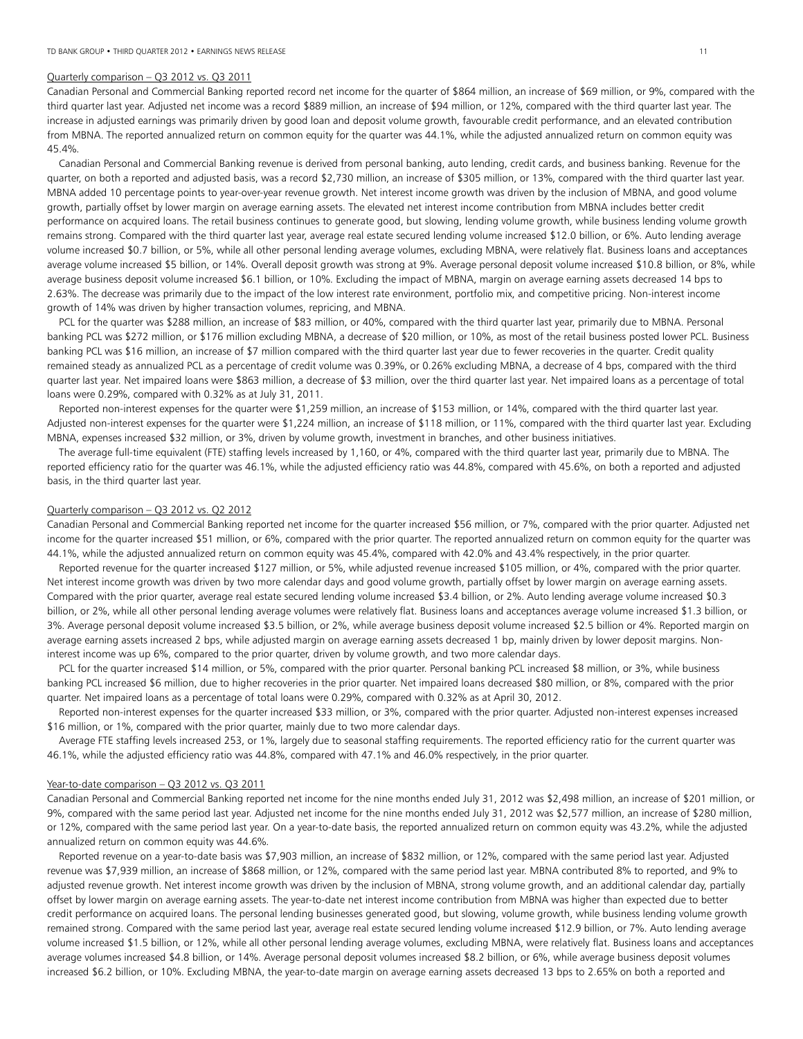Quarterly comparison – Q3 2012 vs. Q3 2011

Canadian Personal and Commercial Banking reported record net income for the quarter of $864 million, an increase of $69 million, or 9%, compared with the third quarter last year. Adjusted net income was a record $889 million, an increase of $94 million, or 12%, compared with the third quarter last year. The increase in adjusted earnings was primarily driven by good loan and deposit volume growth, favourable credit performance, and an elevated contribution from MBNA. The reported annualized return on common equity for the quarter was 44.1%, while the adjusted annualized return on common equity was 45.4%.

Canadian Personal and Commercial Banking revenue is derived from personal banking, auto lending, credit cards, and business banking. Revenue for the quarter, on both a reported and adjusted basis, was a record $2,730 million, an increase of $305 million, or 13%, compared with the third quarter last year. MBNA added 10 percentage points to year-over-year revenue growth. Net interest income growth was driven by the inclusion of MBNA, and good volume growth, partially offset by lower margin on average earning assets. The elevated net interest income contribution from MBNA includes better credit performance on acquired loans. The retail business continues to generate good, but slowing, lending volume growth, while business lending volume growth remains strong. Compared with the third quarter last year, average real estate secured lending volume increased $12.0 billion, or 6%. Auto lending average volume increased $0.7 billion, or 5%, while all other personal lending average volumes, excluding MBNA, were relatively flat. Business loans and acceptances average volume increased $5 billion, or 14%. Overall deposit growth was strong at 9%. Average personal deposit volume increased $10.8 billion, or 8%, while average business deposit volume increased $6.1 billion, or 10%. Excluding the impact of MBNA, margin on average earning assets decreased 14 bps to 2.63%. The decrease was primarily due to the impact of the low interest rate environment, portfolio mix, and competitive pricing. Non-interest income growth of 14% was driven by higher transaction volumes, repricing, and MBNA.

PCL for the quarter was $288 million, an increase of $83 million, or 40%, compared with the third quarter last year, primarily due to MBNA. Personal banking PCL was $272 million, or $176 million excluding MBNA, a decrease of $20 million, or 10%, as most of the retail business posted lower PCL. Business banking PCL was $16 million, an increase of $7 million compared with the third quarter last year due to fewer recoveries in the quarter. Credit quality remained steady as annualized PCL as a percentage of credit volume was 0.39%, or 0.26% excluding MBNA, a decrease of 4 bps, compared with the third quarter last year. Net impaired loans were $863 million, a decrease of $3 million, over the third quarter last year. Net impaired loans as a percentage of total loans were 0.29%, compared with 0.32% as at July 31, 2011.

Reported non-interest expenses for the quarter were $1,259 million, an increase of $153 million, or 14%, compared with the third quarter last year. Adjusted non-interest expenses for the quarter were $1,224 million, an increase of $118 million, or 11%, compared with the third quarter last year. Excluding MBNA, expenses increased $32 million, or 3%, driven by volume growth, investment in branches, and other business initiatives.

The average full-time equivalent (FTE) staffing levels increased by 1,160, or 4%, compared with the third quarter last year, primarily due to MBNA. The reported efficiency ratio for the quarter was 46.1%, while the adjusted efficiency ratio was 44.8%, compared with 45.6%, on both a reported and adjusted basis, in the third quarter last year.

Quarterly comparison – Q3 2012 vs. Q2 2012

Canadian Personal and Commercial Banking reported net income for the quarter increased $56 million, or 7%, compared with the prior quarter. Adjusted net income for the quarter increased $51 million, or 6%, compared with the prior quarter. The reported annualized return on common equity for the quarter was 44.1%, while the adjusted annualized return on common equity was 45.4%, compared with 42.0% and 43.4% respectively, in the prior quarter.

Reported revenue for the quarter increased $127 million, or 5%, while adjusted revenue increased $105 million, or 4%, compared with the prior quarter. Net interest income growth was driven by two more calendar days and good volume growth, partially offset by lower margin on average earning assets. Compared with the prior quarter, average real estate secured lending volume increased $3.4 billion, or 2%. Auto lending average volume increased $0.3 billion, or 2%, while all other personal lending average volumes were relatively flat. Business loans and acceptances average volume increased $1.3 billion, or 3%. Average personal deposit volume increased $3.5 billion, or 2%, while average business deposit volume increased $2.5 billion or 4%. Reported margin on average earning assets increased 2 bps, while adjusted margin on average earning assets decreased 1 bp, mainly driven by lower deposit margins. Non-interest income was up 6%, compared to the prior quarter, driven by volume growth, and two more calendar days.

PCL for the quarter increased $14 million, or 5%, compared with the prior quarter. Personal banking PCL increased $8 million, or 3%, while business banking PCL increased $6 million, due to higher recoveries in the prior quarter. Net impaired loans decreased $80 million, or 8%, compared with the prior quarter. Net impaired loans as a percentage of total loans were 0.29%, compared with 0.32% as at April 30, 2012.

Reported non-interest expenses for the quarter increased $33 million, or 3%, compared with the prior quarter. Adjusted non-interest expenses increased $16 million, or 1%, compared with the prior quarter, mainly due to two more calendar days.

Average FTE staffing levels increased 253, or 1%, largely due to seasonal staffing requirements. The reported efficiency ratio for the current quarter was 46.1%, while the adjusted efficiency ratio was 44.8%, compared with 47.1% and 46.0% respectively, in the prior quarter.

Year-to-date comparison – Q3 2012 vs. Q3 2011

Canadian Personal and Commercial Banking reported net income for the nine months ended July 31, 2012 was $2,498 million, an increase of $201 million, or 9%, compared with the same period last year. Adjusted net income for the nine months ended July 31, 2012 was $2,577 million, an increase of $280 million, or 12%, compared with the same period last year. On a year-to-date basis, the reported annualized return on common equity was 43.2%, while the adjusted annualized return on common equity was 44.6%.

Reported revenue on a year-to-date basis was $7,903 million, an increase of $832 million, or 12%, compared with the same period last year. Adjusted revenue was $7,939 million, an increase of $868 million, or 12%, compared with the same period last year. MBNA contributed 8% to reported, and 9% to adjusted revenue growth. Net interest income growth was driven by the inclusion of MBNA, strong volume growth, and an additional calendar day, partially offset by lower margin on average earning assets. The year-to-date net interest income contribution from MBNA was higher than expected due to better credit performance on acquired loans. The personal lending businesses generated good, but slowing, volume growth, while business lending volume growth remained strong. Compared with the same period last year, average real estate secured lending volume increased $12.9 billion, or 7%. Auto lending average volume increased $1.5 billion, or 12%, while all other personal lending average volumes, excluding MBNA, were relatively flat. Business loans and acceptances average volumes increased $4.8 billion, or 14%. Average personal deposit volumes increased $8.2 billion, or 6%, while average business deposit volumes increased $6.2 billion, or 10%. Excluding MBNA, the year-to-date margin on average earning assets decreased 13 bps to 2.65% on both a reported and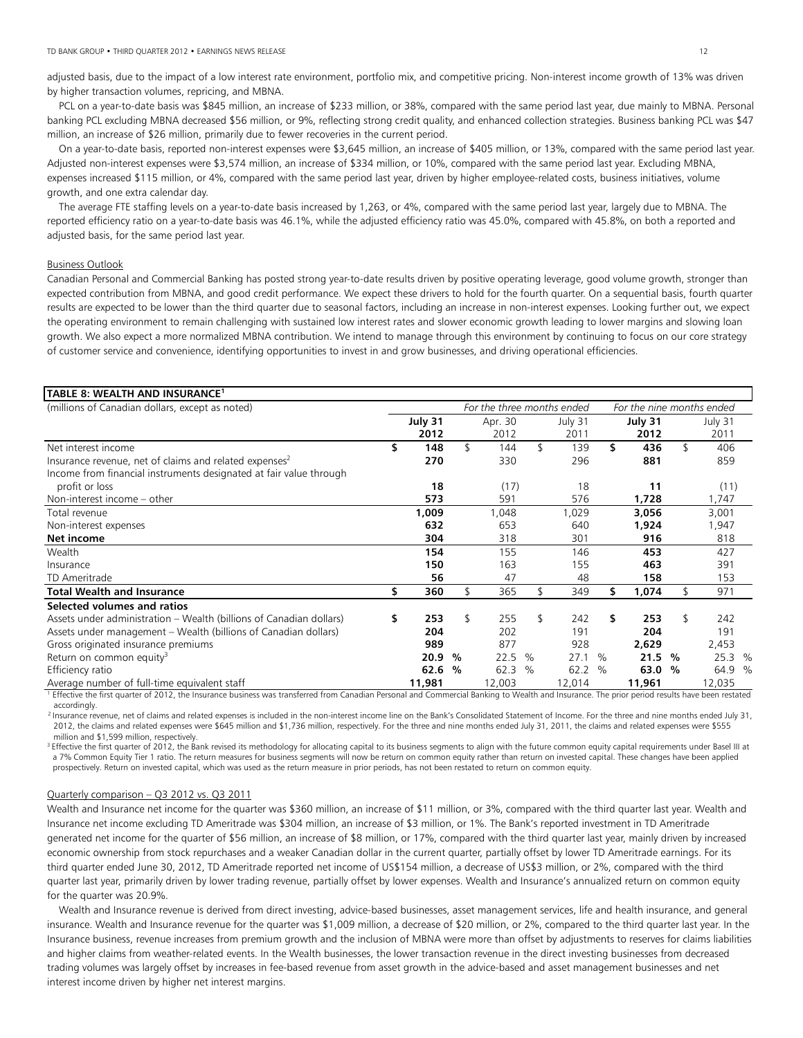adjusted basis, due to the impact of a low interest rate environment, portfolio mix, and competitive pricing. Non-interest income growth of 13% was driven by higher transaction volumes, repricing, and MBNA.

PCL on a year-to-date basis was $845 million, an increase of $233 million, or 38%, compared with the same period last year, due mainly to MBNA. Personal banking PCL excluding MBNA decreased $56 million, or 9%, reflecting strong credit quality, and enhanced collection strategies. Business banking PCL was $47 million, an increase of $26 million, primarily due to fewer recoveries in the current period.

On a year-to-date basis, reported non-interest expenses were $3,645 million, an increase of $405 million, or 13%, compared with the same period last year. Adjusted non-interest expenses were $3,574 million, an increase of $334 million, or 10%, compared with the same period last year. Excluding MBNA, expenses increased $115 million, or 4%, compared with the same period last year, driven by higher employee-related costs, business initiatives, volume growth, and one extra calendar day.

The average FTE staffing levels on a year-to-date basis increased by 1,263, or 4%, compared with the same period last year, largely due to MBNA. The reported efficiency ratio on a year-to-date basis was 46.1%, while the adjusted efficiency ratio was 45.0%, compared with 45.8%, on both a reported and adjusted basis, for the same period last year.

Business Outlook

Canadian Personal and Commercial Banking has posted strong year-to-date results driven by positive operating leverage, good volume growth, stronger than expected contribution from MBNA, and good credit performance. We expect these drivers to hold for the fourth quarter. On a sequential basis, fourth quarter results are expected to be lower than the third quarter due to seasonal factors, including an increase in non-interest expenses. Looking further out, we expect the operating environment to remain challenging with sustained low interest rates and slower economic growth leading to lower margins and slowing loan growth. We also expect a more normalized MBNA contribution. We intend to manage through this environment by continuing to focus on our core strategy of customer service and convenience, identifying opportunities to invest in and grow businesses, and driving operational efficiencies.

**TABLE 8: WEALTH AND INSURANCE[1]**

| (millions of Canadian dollars, except as noted) | *For the three months ended* | | | *For the nine months ended* | |
|---|---|---|---|---|---|
| | **July 31 2012** | Apr. 30 2012 | July 31 2011 | **July 31 2012** | July 31 2011 |
| Net interest income | **$ 148** | $ 144 | $ 139 | **$ 436** | $ 406 |
| Insurance revenue, net of claims and related expenses[2] | **270** | 330 | 296 | **881** | 859 |
| Income from financial instruments designated at fair value through profit or loss | **18** | (17) | 18 | **11** | (11) |
| Non-interest income – other | **573** | 591 | 576 | **1,728** | 1,747 |
| Total revenue | **1,009** | 1,048 | 1,029 | **3,056** | 3,001 |
| Non-interest expenses | **632** | 653 | 640 | **1,924** | 1,947 |
| **Net income** | **304** | 318 | 301 | **916** | 818 |
| Wealth | **154** | 155 | 146 | **453** | 427 |
| Insurance | **150** | 163 | 155 | **463** | 391 |
| TD Ameritrade | **56** | 47 | 48 | **158** | 153 |
| **Total Wealth and Insurance** | **$ 360** | $ 365 | $ 349 | **$ 1,074** | $ 971 |
| **Selected volumes and ratios** | | | | | |
| Assets under administration – Wealth (billions of Canadian dollars) | **$ 253** | $ 255 | $ 242 | **$ 253** | $ 242 |
| Assets under management – Wealth (billions of Canadian dollars) | **204** | 202 | 191 | **204** | 191 |
| Gross originated insurance premiums | **989** | 877 | 928 | **2,629** | 2,453 |
| Return on common equity[3] | **20.9 %** | 22.5 % | 27.1 % | **21.5 %** | 25.3 % |
| Efficiency ratio | **62.6 %** | 62.3 % | 62.2 % | **63.0 %** | 64.9 % |
| Average number of full-time equivalent staff | **11,981** | 12,003 | 12,014 | **11,961** | 12,035 |

[1] Effective the first quarter of 2012, the Insurance business was transferred from Canadian Personal and Commercial Banking to Wealth and Insurance. The prior period results have been restated accordingly.

[2] Insurance revenue, net of claims and related expenses is included in the non-interest income line on the Bank's Consolidated Statement of Income. For the three and nine months ended July 31, 2012, the claims and related expenses were $645 million and $1,736 million, respectively. For the three and nine months ended July 31, 2011, the claims and related expenses were $555 million and $1,599 million, respectively.

[3] Effective the first quarter of 2012, the Bank revised its methodology for allocating capital to its business segments to align with the future common equity capital requirements under Basel III at a 7% Common Equity Tier 1 ratio. The return measures for business segments will now be return on common equity rather than return on invested capital. These changes have been applied prospectively. Return on invested capital, which was used as the return measure in prior periods, has not been restated to return on common equity.

Quarterly comparison – Q3 2012 vs. Q3 2011

Wealth and Insurance net income for the quarter was $360 million, an increase of $11 million, or 3%, compared with the third quarter last year. Wealth and Insurance net income excluding TD Ameritrade was $304 million, an increase of $3 million, or 1%. The Bank's reported investment in TD Ameritrade generated net income for the quarter of $56 million, an increase of $8 million, or 17%, compared with the third quarter last year, mainly driven by increased economic ownership from stock repurchases and a weaker Canadian dollar in the current quarter, partially offset by lower TD Ameritrade earnings. For its third quarter ended June 30, 2012, TD Ameritrade reported net income of US$154 million, a decrease of US$3 million, or 2%, compared with the third quarter last year, primarily driven by lower trading revenue, partially offset by lower expenses. Wealth and Insurance's annualized return on common equity for the quarter was 20.9%.

Wealth and Insurance revenue is derived from direct investing, advice-based businesses, asset management services, life and health insurance, and general insurance. Wealth and Insurance revenue for the quarter was $1,009 million, a decrease of $20 million, or 2%, compared to the third quarter last year. In the Insurance business, revenue increases from premium growth and the inclusion of MBNA were more than offset by adjustments to reserves for claims liabilities and higher claims from weather-related events. In the Wealth businesses, the lower transaction revenue in the direct investing businesses from decreased trading volumes was largely offset by increases in fee-based revenue from asset growth in the advice-based and asset management businesses and net interest income driven by higher net interest margins.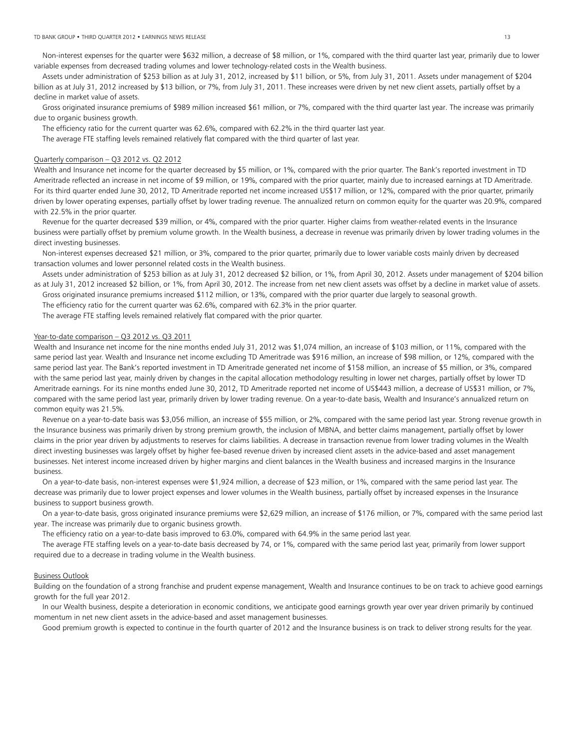Non-interest expenses for the quarter were $632 million, a decrease of $8 million, or 1%, compared with the third quarter last year, primarily due to lower variable expenses from decreased trading volumes and lower technology-related costs in the Wealth business.

Assets under administration of $253 billion as at July 31, 2012, increased by $11 billion, or 5%, from July 31, 2011. Assets under management of $204 billion as at July 31, 2012 increased by $13 billion, or 7%, from July 31, 2011. These increases were driven by net new client assets, partially offset by a decline in market value of assets.

Gross originated insurance premiums of $989 million increased $61 million, or 7%, compared with the third quarter last year. The increase was primarily due to organic business growth.

The efficiency ratio for the current quarter was 62.6%, compared with 62.2% in the third quarter last year.

The average FTE staffing levels remained relatively flat compared with the third quarter of last year.

## Quarterly comparison – Q3 2012 vs. Q2 2012

Wealth and Insurance net income for the quarter decreased by $5 million, or 1%, compared with the prior quarter. The Bank's reported investment in TD Ameritrade reflected an increase in net income of $9 million, or 19%, compared with the prior quarter, mainly due to increased earnings at TD Ameritrade. For its third quarter ended June 30, 2012, TD Ameritrade reported net income increased US$17 million, or 12%, compared with the prior quarter, primarily driven by lower operating expenses, partially offset by lower trading revenue. The annualized return on common equity for the quarter was 20.9%, compared with 22.5% in the prior quarter.

Revenue for the quarter decreased $39 million, or 4%, compared with the prior quarter. Higher claims from weather-related events in the Insurance business were partially offset by premium volume growth. In the Wealth business, a decrease in revenue was primarily driven by lower trading volumes in the direct investing businesses.

Non-interest expenses decreased $21 million, or 3%, compared to the prior quarter, primarily due to lower variable costs mainly driven by decreased transaction volumes and lower personnel related costs in the Wealth business.

Assets under administration of $253 billion as at July 31, 2012 decreased $2 billion, or 1%, from April 30, 2012. Assets under management of $204 billion as at July 31, 2012 increased $2 billion, or 1%, from April 30, 2012. The increase from net new client assets was offset by a decline in market value of assets.

Gross originated insurance premiums increased $112 million, or 13%, compared with the prior quarter due largely to seasonal growth.

The efficiency ratio for the current quarter was 62.6%, compared with 62.3% in the prior quarter.

The average FTE staffing levels remained relatively flat compared with the prior quarter.

## Year-to-date comparison – Q3 2012 vs. Q3 2011

Wealth and Insurance net income for the nine months ended July 31, 2012 was $1,074 million, an increase of $103 million, or 11%, compared with the same period last year. Wealth and Insurance net income excluding TD Ameritrade was $916 million, an increase of $98 million, or 12%, compared with the same period last year. The Bank's reported investment in TD Ameritrade generated net income of $158 million, an increase of $5 million, or 3%, compared with the same period last year, mainly driven by changes in the capital allocation methodology resulting in lower net charges, partially offset by lower TD Ameritrade earnings. For its nine months ended June 30, 2012, TD Ameritrade reported net income of US$443 million, a decrease of US$31 million, or 7%, compared with the same period last year, primarily driven by lower trading revenue. On a year-to-date basis, Wealth and Insurance's annualized return on common equity was 21.5%.

Revenue on a year-to-date basis was $3,056 million, an increase of $55 million, or 2%, compared with the same period last year. Strong revenue growth in the Insurance business was primarily driven by strong premium growth, the inclusion of MBNA, and better claims management, partially offset by lower claims in the prior year driven by adjustments to reserves for claims liabilities. A decrease in transaction revenue from lower trading volumes in the Wealth direct investing businesses was largely offset by higher fee-based revenue driven by increased client assets in the advice-based and asset management businesses. Net interest income increased driven by higher margins and client balances in the Wealth business and increased margins in the Insurance business.

On a year-to-date basis, non-interest expenses were $1,924 million, a decrease of $23 million, or 1%, compared with the same period last year. The decrease was primarily due to lower project expenses and lower volumes in the Wealth business, partially offset by increased expenses in the Insurance business to support business growth.

On a year-to-date basis, gross originated insurance premiums were $2,629 million, an increase of $176 million, or 7%, compared with the same period last year. The increase was primarily due to organic business growth.

The efficiency ratio on a year-to-date basis improved to 63.0%, compared with 64.9% in the same period last year.

The average FTE staffing levels on a year-to-date basis decreased by 74, or 1%, compared with the same period last year, primarily from lower support required due to a decrease in trading volume in the Wealth business.

## Business Outlook

Building on the foundation of a strong franchise and prudent expense management, Wealth and Insurance continues to be on track to achieve good earnings growth for the full year 2012.

In our Wealth business, despite a deterioration in economic conditions, we anticipate good earnings growth year over year driven primarily by continued momentum in net new client assets in the advice-based and asset management businesses.

Good premium growth is expected to continue in the fourth quarter of 2012 and the Insurance business is on track to deliver strong results for the year.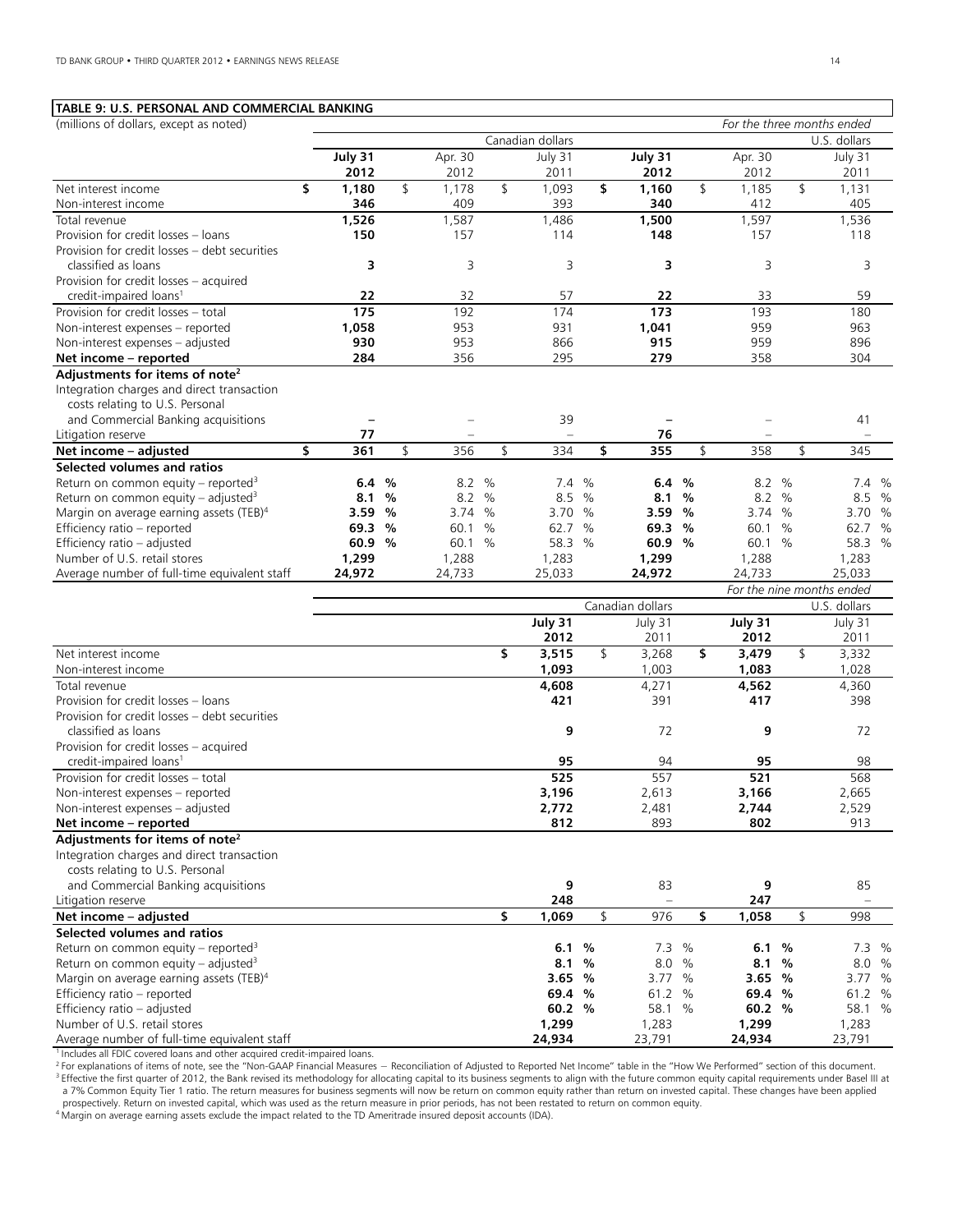**TABLE 9: U.S. PERSONAL AND COMMERCIAL BANKING**

(millions of dollars, except as noted) *For the three months ended*

| | Canadian dollars | | | U.S. dollars | | |
|---|---|---|---|---|---|---|
| | **July 31 2012** | Apr. 30 2012 | July 31 2011 | **July 31 2012** | Apr. 30 2012 | July 31 2011 |
| Net interest income | **$ 1,180** | $ 1,178 | $ 1,093 | **$ 1,160** | $ 1,185 | $ 1,131 |
| Non-interest income | **346** | 409 | 393 | **340** | 412 | 405 |
| Total revenue | **1,526** | 1,587 | 1,486 | **1,500** | 1,597 | 1,536 |
| Provision for credit losses – loans | **150** | 157 | 114 | **148** | 157 | 118 |
| Provision for credit losses – debt securities classified as loans | **3** | 3 | 3 | **3** | 3 | 3 |
| Provision for credit losses – acquired credit-impaired loans[1] | **22** | 32 | 57 | **22** | 33 | 59 |
| Provision for credit losses – total | **175** | 192 | 174 | **173** | 193 | 180 |
| Non-interest expenses – reported | **1,058** | 953 | 931 | **1,041** | 959 | 963 |
| Non-interest expenses – adjusted | **930** | 953 | 866 | **915** | 959 | 896 |
| **Net income – reported** | **284** | 356 | 295 | **279** | 358 | 304 |
| **Adjustments for items of note[2]** | | | | | | |
| Integration charges and direct transaction costs relating to U.S. Personal and Commercial Banking acquisitions | **–** | – | 39 | **–** | – | 41 |
| Litigation reserve | **77** | – | – | **76** | – | – |
| **Net income – adjusted** | **$ 361** | $ 356 | $ 334 | **$ 355** | $ 358 | $ 345 |
| **Selected volumes and ratios** | | | | | | |
| Return on common equity – reported[3] | **6.4 %** | 8.2 % | 7.4 % | **6.4 %** | 8.2 % | 7.4 % |
| Return on common equity – adjusted[3] | **8.1 %** | 8.2 % | 8.5 % | **8.1 %** | 8.2 % | 8.5 % |
| Margin on average earning assets (TEB)[4] | **3.59 %** | 3.74 % | 3.70 % | **3.59 %** | 3.74 % | 3.70 % |
| Efficiency ratio – reported | **69.3 %** | 60.1 % | 62.7 % | **69.3 %** | 60.1 % | 62.7 % |
| Efficiency ratio – adjusted | **60.9 %** | 60.1 % | 58.3 % | **60.9 %** | 60.1 % | 58.3 % |
| Number of U.S. retail stores | **1,299** | 1,288 | 1,283 | **1,299** | 1,288 | 1,283 |
| Average number of full-time equivalent staff | **24,972** | 24,733 | 25,033 | **24,972** | 24,733 | 25,033 |

*For the nine months ended*

| | Canadian dollars | | U.S. dollars | |
|---|---|---|---|---|
| | **July 31 2012** | July 31 2011 | **July 31 2012** | July 31 2011 |
| Net interest income | **$ 3,515** | $ 3,268 | **$ 3,479** | $ 3,332 |
| Non-interest income | **1,093** | 1,003 | **1,083** | 1,028 |
| Total revenue | **4,608** | 4,271 | **4,562** | 4,360 |
| Provision for credit losses – loans | **421** | 391 | **417** | 398 |
| Provision for credit losses – debt securities classified as loans | **9** | 72 | **9** | 72 |
| Provision for credit losses – acquired credit-impaired loans[1] | **95** | 94 | **95** | 98 |
| Provision for credit losses – total | **525** | 557 | **521** | 568 |
| Non-interest expenses – reported | **3,196** | 2,613 | **3,166** | 2,665 |
| Non-interest expenses – adjusted | **2,772** | 2,481 | **2,744** | 2,529 |
| **Net income – reported** | **812** | 893 | **802** | 913 |
| **Adjustments for items of note[2]** | | | | |
| Integration charges and direct transaction costs relating to U.S. Personal and Commercial Banking acquisitions | **9** | 83 | **9** | 85 |
| Litigation reserve | **248** | – | **247** | – |
| **Net income – adjusted** | **$ 1,069** | $ 976 | **$ 1,058** | $ 998 |
| **Selected volumes and ratios** | | | | |
| Return on common equity – reported[3] | **6.1 %** | 7.3 % | **6.1 %** | 7.3 % |
| Return on common equity – adjusted[3] | **8.1 %** | 8.0 % | **8.1 %** | 8.0 % |
| Margin on average earning assets (TEB)[4] | **3.65 %** | 3.77 % | **3.65 %** | 3.77 % |
| Efficiency ratio – reported | **69.4 %** | 61.2 % | **69.4 %** | 61.2 % |
| Efficiency ratio – adjusted | **60.2 %** | 58.1 % | **60.2 %** | 58.1 % |
| Number of U.S. retail stores | **1,299** | 1,283 | **1,299** | 1,283 |
| Average number of full-time equivalent staff | **24,934** | 23,791 | **24,934** | 23,791 |

[1] Includes all FDIC covered loans and other acquired credit-impaired loans.

[2] For explanations of items of note, see the "Non-GAAP Financial Measures – Reconciliation of Adjusted to Reported Net Income" table in the "How We Performed" section of this document.

[3] Effective the first quarter of 2012, the Bank revised its methodology for allocating capital to its business segments to align with the future common equity capital requirements under Basel III at a 7% Common Equity Tier 1 ratio. The return measures for business segments will now be return on common equity rather than return on invested capital. These changes have been applied prospectively. Return on invested capital, which was used as the return measure in prior periods, has not been restated to return on common equity.

[4] Margin on average earning assets exclude the impact related to the TD Ameritrade insured deposit accounts (IDA).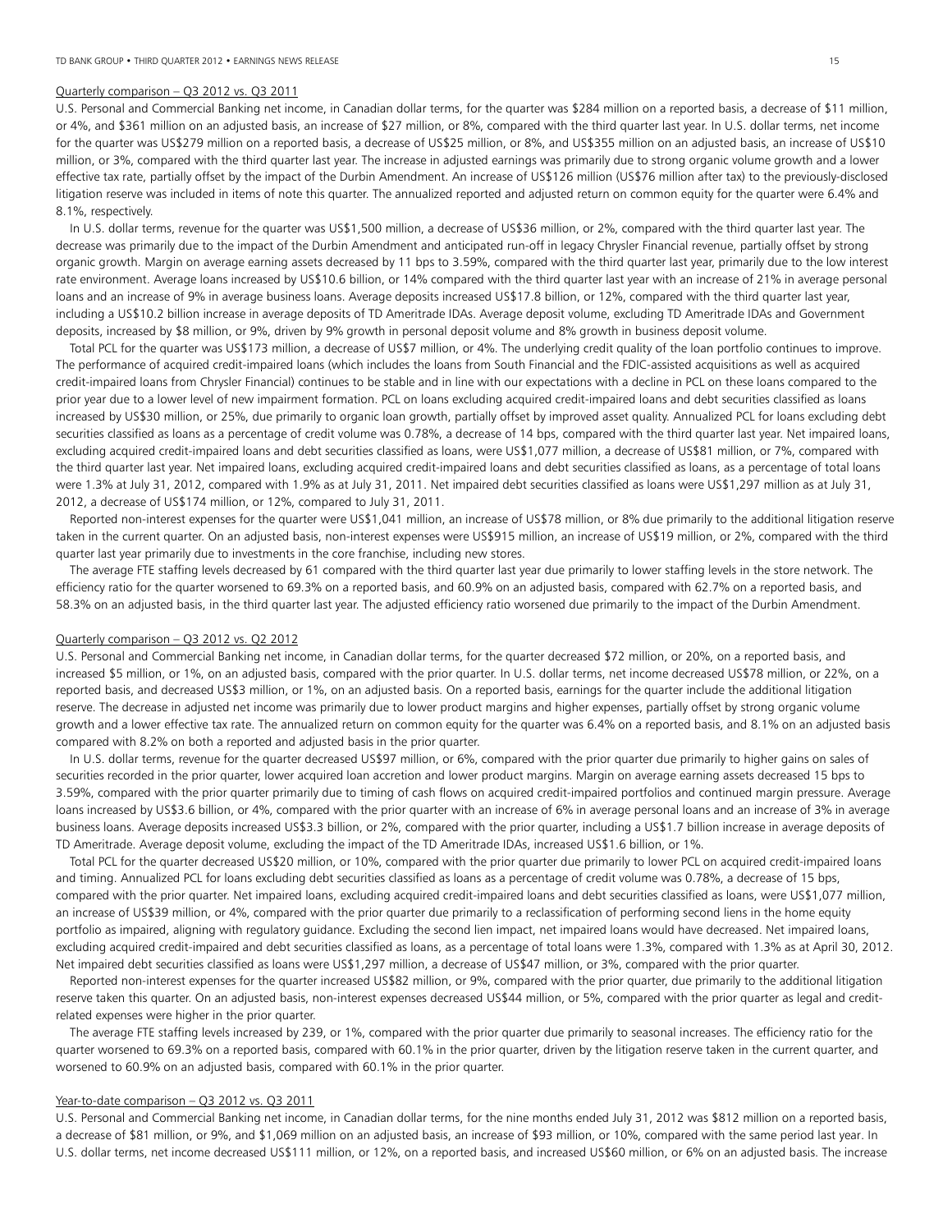Quarterly comparison – Q3 2012 vs. Q3 2011

U.S. Personal and Commercial Banking net income, in Canadian dollar terms, for the quarter was $284 million on a reported basis, a decrease of $11 million, or 4%, and $361 million on an adjusted basis, an increase of $27 million, or 8%, compared with the third quarter last year. In U.S. dollar terms, net income for the quarter was US$279 million on a reported basis, a decrease of US$25 million, or 8%, and US$355 million on an adjusted basis, an increase of US$10 million, or 3%, compared with the third quarter last year. The increase in adjusted earnings was primarily due to strong organic volume growth and a lower effective tax rate, partially offset by the impact of the Durbin Amendment. An increase of US$126 million (US$76 million after tax) to the previously-disclosed litigation reserve was included in items of note this quarter. The annualized reported and adjusted return on common equity for the quarter were 6.4% and 8.1%, respectively.

In U.S. dollar terms, revenue for the quarter was US$1,500 million, a decrease of US$36 million, or 2%, compared with the third quarter last year. The decrease was primarily due to the impact of the Durbin Amendment and anticipated run-off in legacy Chrysler Financial revenue, partially offset by strong organic growth. Margin on average earning assets decreased by 11 bps to 3.59%, compared with the third quarter last year, primarily due to the low interest rate environment. Average loans increased by US$10.6 billion, or 14% compared with the third quarter last year with an increase of 21% in average personal loans and an increase of 9% in average business loans. Average deposits increased US$17.8 billion, or 12%, compared with the third quarter last year, including a US$10.2 billion increase in average deposits of TD Ameritrade IDAs. Average deposit volume, excluding TD Ameritrade IDAs and Government deposits, increased by $8 million, or 9%, driven by 9% growth in personal deposit volume and 8% growth in business deposit volume.

Total PCL for the quarter was US$173 million, a decrease of US$7 million, or 4%. The underlying credit quality of the loan portfolio continues to improve. The performance of acquired credit-impaired loans (which includes the loans from South Financial and the FDIC-assisted acquisitions as well as acquired credit-impaired loans from Chrysler Financial) continues to be stable and in line with our expectations with a decline in PCL on these loans compared to the prior year due to a lower level of new impairment formation. PCL on loans excluding acquired credit-impaired loans and debt securities classified as loans increased by US$30 million, or 25%, due primarily to organic loan growth, partially offset by improved asset quality. Annualized PCL for loans excluding debt securities classified as loans as a percentage of credit volume was 0.78%, a decrease of 14 bps, compared with the third quarter last year. Net impaired loans, excluding acquired credit-impaired loans and debt securities classified as loans, were US$1,077 million, a decrease of US$81 million, or 7%, compared with the third quarter last year. Net impaired loans, excluding acquired credit-impaired loans and debt securities classified as loans, as a percentage of total loans were 1.3% at July 31, 2012, compared with 1.9% as at July 31, 2011. Net impaired debt securities classified as loans were US$1,297 million as at July 31, 2012, a decrease of US$174 million, or 12%, compared to July 31, 2011.

Reported non-interest expenses for the quarter were US$1,041 million, an increase of US$78 million, or 8% due primarily to the additional litigation reserve taken in the current quarter. On an adjusted basis, non-interest expenses were US$915 million, an increase of US$19 million, or 2%, compared with the third quarter last year primarily due to investments in the core franchise, including new stores.

The average FTE staffing levels decreased by 61 compared with the third quarter last year due primarily to lower staffing levels in the store network. The efficiency ratio for the quarter worsened to 69.3% on a reported basis, and 60.9% on an adjusted basis, compared with 62.7% on a reported basis, and 58.3% on an adjusted basis, in the third quarter last year. The adjusted efficiency ratio worsened due primarily to the impact of the Durbin Amendment.

Quarterly comparison – Q3 2012 vs. Q2 2012

U.S. Personal and Commercial Banking net income, in Canadian dollar terms, for the quarter decreased $72 million, or 20%, on a reported basis, and increased $5 million, or 1%, on an adjusted basis, compared with the prior quarter. In U.S. dollar terms, net income decreased US$78 million, or 22%, on a reported basis, and decreased US$3 million, or 1%, on an adjusted basis. On a reported basis, earnings for the quarter include the additional litigation reserve. The decrease in adjusted net income was primarily due to lower product margins and higher expenses, partially offset by strong organic volume growth and a lower effective tax rate. The annualized return on common equity for the quarter was 6.4% on a reported basis, and 8.1% on an adjusted basis compared with 8.2% on both a reported and adjusted basis in the prior quarter.

In U.S. dollar terms, revenue for the quarter decreased US$97 million, or 6%, compared with the prior quarter due primarily to higher gains on sales of securities recorded in the prior quarter, lower acquired loan accretion and lower product margins. Margin on average earning assets decreased 15 bps to 3.59%, compared with the prior quarter primarily due to timing of cash flows on acquired credit-impaired portfolios and continued margin pressure. Average loans increased by US$3.6 billion, or 4%, compared with the prior quarter with an increase of 6% in average personal loans and an increase of 3% in average business loans. Average deposits increased US$3.3 billion, or 2%, compared with the prior quarter, including a US$1.7 billion increase in average deposits of TD Ameritrade. Average deposit volume, excluding the impact of the TD Ameritrade IDAs, increased US$1.6 billion, or 1%.

Total PCL for the quarter decreased US$20 million, or 10%, compared with the prior quarter due primarily to lower PCL on acquired credit-impaired loans and timing. Annualized PCL for loans excluding debt securities classified as loans as a percentage of credit volume was 0.78%, a decrease of 15 bps, compared with the prior quarter. Net impaired loans, excluding acquired credit-impaired loans and debt securities classified as loans, were US$1,077 million, an increase of US$39 million, or 4%, compared with the prior quarter due primarily to a reclassification of performing second liens in the home equity portfolio as impaired, aligning with regulatory guidance. Excluding the second lien impact, net impaired loans would have decreased. Net impaired loans, excluding acquired credit-impaired and debt securities classified as loans, as a percentage of total loans was 1.3%, compared with 1.3% as at April 30, 2012. Net impaired debt securities classified as loans were US$1,297 million, a decrease of US$47 million, or 3%, compared with the prior quarter.

Reported non-interest expenses for the quarter increased US$82 million, or 9%, compared with the prior quarter, due primarily to the additional litigation reserve taken this quarter. On an adjusted basis, non-interest expenses decreased US$44 million, or 5%, compared with the prior quarter as legal and credit-related expenses were higher in the prior quarter.

The average FTE staffing levels increased by 239, or 1%, compared with the prior quarter due primarily to seasonal increases. The efficiency ratio for the quarter worsened to 69.3% on a reported basis, compared with 60.1% in the prior quarter, driven by the litigation reserve taken in the current quarter, and worsened to 60.9% on an adjusted basis, compared with 60.1% in the prior quarter.

Year-to-date comparison – Q3 2012 vs. Q3 2011

U.S. Personal and Commercial Banking net income, in Canadian dollar terms, for the nine months ended July 31, 2012 was $812 million on a reported basis, a decrease of $81 million, or 9%, and $1,069 million on an adjusted basis, an increase of $93 million, or 10%, compared with the same period last year. In U.S. dollar terms, net income decreased US$111 million, or 12%, on a reported basis, and increased US$60 million, or 6% on an adjusted basis. The increase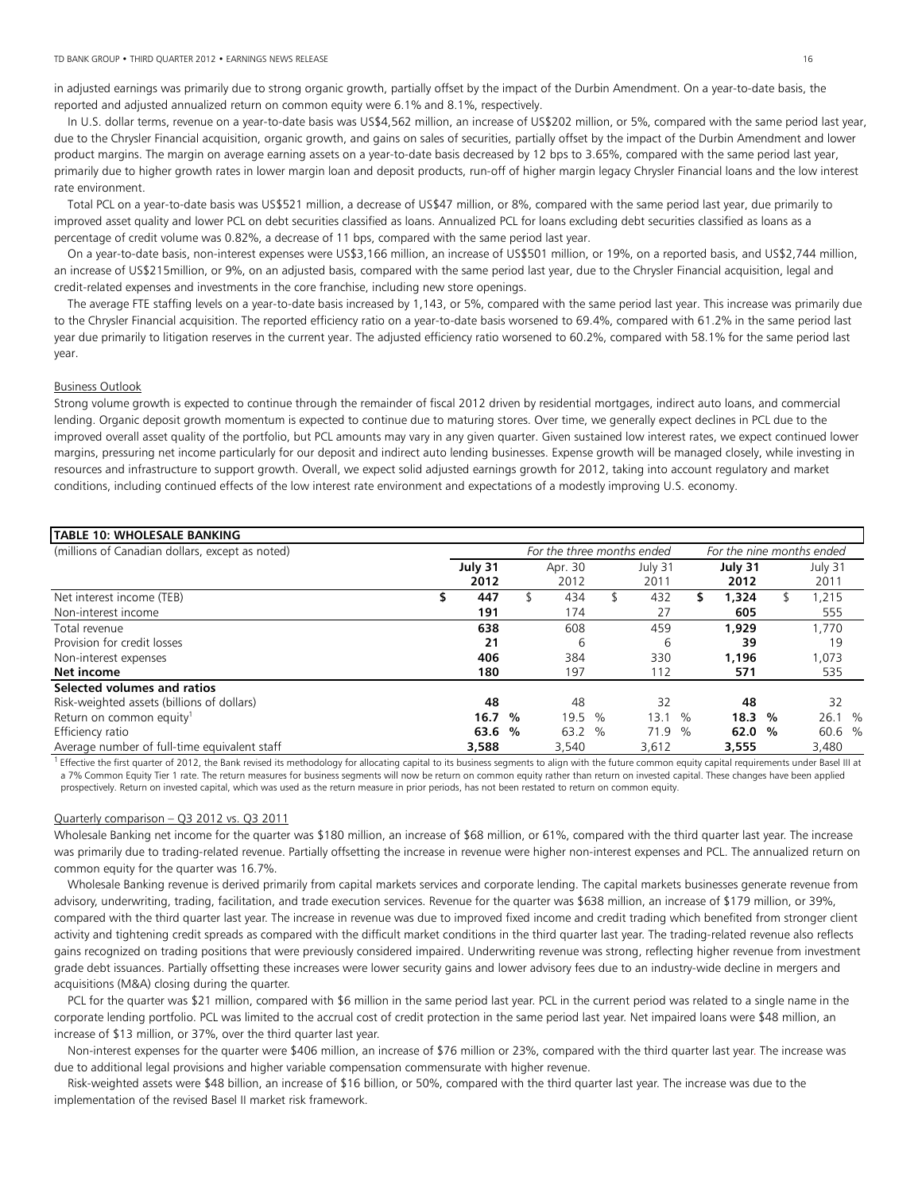in adjusted earnings was primarily due to strong organic growth, partially offset by the impact of the Durbin Amendment. On a year-to-date basis, the reported and adjusted annualized return on common equity were 6.1% and 8.1%, respectively.

In U.S. dollar terms, revenue on a year-to-date basis was US$4,562 million, an increase of US$202 million, or 5%, compared with the same period last year, due to the Chrysler Financial acquisition, organic growth, and gains on sales of securities, partially offset by the impact of the Durbin Amendment and lower product margins. The margin on average earning assets on a year-to-date basis decreased by 12 bps to 3.65%, compared with the same period last year, primarily due to higher growth rates in lower margin loan and deposit products, run-off of higher margin legacy Chrysler Financial loans and the low interest rate environment.

Total PCL on a year-to-date basis was US$521 million, a decrease of US$47 million, or 8%, compared with the same period last year, due primarily to improved asset quality and lower PCL on debt securities classified as loans. Annualized PCL for loans excluding debt securities classified as loans as a percentage of credit volume was 0.82%, a decrease of 11 bps, compared with the same period last year.

On a year-to-date basis, non-interest expenses were US$3,166 million, an increase of US$501 million, or 19%, on a reported basis, and US$2,744 million, an increase of US$215million, or 9%, on an adjusted basis, compared with the same period last year, due to the Chrysler Financial acquisition, legal and credit-related expenses and investments in the core franchise, including new store openings.

The average FTE staffing levels on a year-to-date basis increased by 1,143, or 5%, compared with the same period last year. This increase was primarily due to the Chrysler Financial acquisition. The reported efficiency ratio on a year-to-date basis worsened to 69.4%, compared with 61.2% in the same period last year due primarily to litigation reserves in the current year. The adjusted efficiency ratio worsened to 60.2%, compared with 58.1% for the same period last year.

Business Outlook

Strong volume growth is expected to continue through the remainder of fiscal 2012 driven by residential mortgages, indirect auto loans, and commercial lending. Organic deposit growth momentum is expected to continue due to maturing stores. Over time, we generally expect declines in PCL due to the improved overall asset quality of the portfolio, but PCL amounts may vary in any given quarter. Given sustained low interest rates, we expect continued lower margins, pressuring net income particularly for our deposit and indirect auto lending businesses. Expense growth will be managed closely, while investing in resources and infrastructure to support growth. Overall, we expect solid adjusted earnings growth for 2012, taking into account regulatory and market conditions, including continued effects of the low interest rate environment and expectations of a modestly improving U.S. economy.

**TABLE 10: WHOLESALE BANKING**

| (millions of Canadian dollars, except as noted) | *For the three months ended* | | | *For the nine months ended* | |
|---|---|---|---|---|---|
| | **July 31 2012** | Apr. 30 2012 | July 31 2011 | **July 31 2012** | July 31 2011 |
| Net interest income (TEB) | **$ 447** | $ 434 | $ 432 | **$ 1,324** | $ 1,215 |
| Non-interest income | **191** | 174 | 27 | **605** | 555 |
| Total revenue | **638** | 608 | 459 | **1,929** | 1,770 |
| Provision for credit losses | **21** | 6 | 6 | **39** | 19 |
| Non-interest expenses | **406** | 384 | 330 | **1,196** | 1,073 |
| **Net income** | **180** | 197 | 112 | **571** | 535 |
| **Selected volumes and ratios** | | | | | |
| Risk-weighted assets (billions of dollars) | **48** | 48 | 32 | **48** | 32 |
| Return on common equity[1] | **16.7 %** | 19.5 % | 13.1 % | **18.3 %** | 26.1 % |
| Efficiency ratio | **63.6 %** | 63.2 % | 71.9 % | **62.0 %** | 60.6 % |
| Average number of full-time equivalent staff | **3,588** | 3,540 | 3,612 | **3,555** | 3,480 |

[1] Effective the first quarter of 2012, the Bank revised its methodology for allocating capital to its business segments to align with the future common equity capital requirements under Basel III at a 7% Common Equity Tier 1 rate. The return measures for business segments will now be return on common equity rather than return on invested capital. These changes have been applied prospectively. Return on invested capital, which was used as the return measure in prior periods, has not been restated to return on common equity.

Quarterly comparison – Q3 2012 vs. Q3 2011

Wholesale Banking net income for the quarter was $180 million, an increase of $68 million, or 61%, compared with the third quarter last year. The increase was primarily due to trading-related revenue. Partially offsetting the increase in revenue were higher non-interest expenses and PCL. The annualized return on common equity for the quarter was 16.7%.

Wholesale Banking revenue is derived primarily from capital markets services and corporate lending. The capital markets businesses generate revenue from advisory, underwriting, trading, facilitation, and trade execution services. Revenue for the quarter was $638 million, an increase of $179 million, or 39%, compared with the third quarter last year. The increase in revenue was due to improved fixed income and credit trading which benefited from stronger client activity and tightening credit spreads as compared with the difficult market conditions in the third quarter last year. The trading-related revenue also reflects gains recognized on trading positions that were previously considered impaired. Underwriting revenue was strong, reflecting higher revenue from investment grade debt issuances. Partially offsetting these increases were lower security gains and lower advisory fees due to an industry-wide decline in mergers and acquisitions (M&A) closing during the quarter.

PCL for the quarter was $21 million, compared with $6 million in the same period last year. PCL in the current period was related to a single name in the corporate lending portfolio. PCL was limited to the accrual cost of credit protection in the same period last year. Net impaired loans were $48 million, an increase of $13 million, or 37%, over the third quarter last year.

Non-interest expenses for the quarter were $406 million, an increase of $76 million or 23%, compared with the third quarter last year. The increase was due to additional legal provisions and higher variable compensation commensurate with higher revenue.

Risk-weighted assets were $48 billion, an increase of $16 billion, or 50%, compared with the third quarter last year. The increase was due to the implementation of the revised Basel II market risk framework.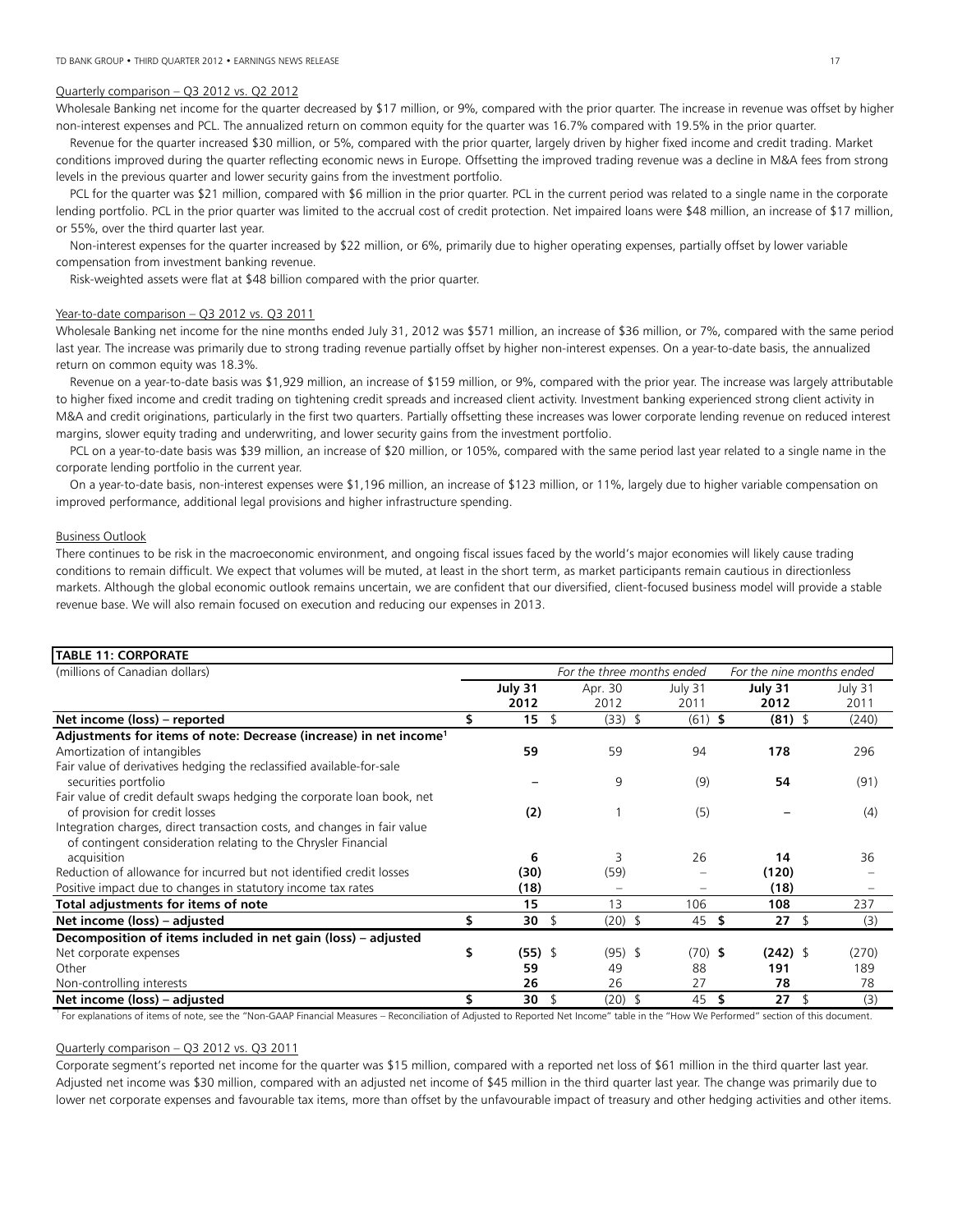Quarterly comparison – Q3 2012 vs. Q2 2012

Wholesale Banking net income for the quarter decreased by $17 million, or 9%, compared with the prior quarter. The increase in revenue was offset by higher non-interest expenses and PCL. The annualized return on common equity for the quarter was 16.7% compared with 19.5% in the prior quarter.

Revenue for the quarter increased $30 million, or 5%, compared with the prior quarter, largely driven by higher fixed income and credit trading. Market conditions improved during the quarter reflecting economic news in Europe. Offsetting the improved trading revenue was a decline in M&A fees from strong levels in the previous quarter and lower security gains from the investment portfolio.

PCL for the quarter was $21 million, compared with $6 million in the prior quarter. PCL in the current period was related to a single name in the corporate lending portfolio. PCL in the prior quarter was limited to the accrual cost of credit protection. Net impaired loans were $48 million, an increase of $17 million, or 55%, over the third quarter last year.

Non-interest expenses for the quarter increased by $22 million, or 6%, primarily due to higher operating expenses, partially offset by lower variable compensation from investment banking revenue.

Risk-weighted assets were flat at $48 billion compared with the prior quarter.

Year-to-date comparison – Q3 2012 vs. Q3 2011

Wholesale Banking net income for the nine months ended July 31, 2012 was $571 million, an increase of $36 million, or 7%, compared with the same period last year. The increase was primarily due to strong trading revenue partially offset by higher non-interest expenses. On a year-to-date basis, the annualized return on common equity was 18.3%.

Revenue on a year-to-date basis was $1,929 million, an increase of $159 million, or 9%, compared with the prior year. The increase was largely attributable to higher fixed income and credit trading on tightening credit spreads and increased client activity. Investment banking experienced strong client activity in M&A and credit originations, particularly in the first two quarters. Partially offsetting these increases was lower corporate lending revenue on reduced interest margins, slower equity trading and underwriting, and lower security gains from the investment portfolio.

PCL on a year-to-date basis was $39 million, an increase of $20 million, or 105%, compared with the same period last year related to a single name in the corporate lending portfolio in the current year.

On a year-to-date basis, non-interest expenses were $1,196 million, an increase of $123 million, or 11%, largely due to higher variable compensation on improved performance, additional legal provisions and higher infrastructure spending.

Business Outlook

There continues to be risk in the macroeconomic environment, and ongoing fiscal issues faced by the world's major economies will likely cause trading conditions to remain difficult. We expect that volumes will be muted, at least in the short term, as market participants remain cautious in directionless markets. Although the global economic outlook remains uncertain, we are confident that our diversified, client-focused business model will provide a stable revenue base. We will also remain focused on execution and reducing our expenses in 2013.

**TABLE 11: CORPORATE**

| (millions of Canadian dollars) | *For the three months ended* | | | *For the nine months ended* | |
|---|---|---|---|---|---|
| | **July 31 2012** | Apr. 30 2012 | July 31 2011 | **July 31 2012** | July 31 2011 |
| **Net income (loss) – reported** | **$ 15** | $ (33) | $ (61) | **$ (81)** | $ (240) |
| **Adjustments for items of note: Decrease (increase) in net income[1]** | | | | | |
| Amortization of intangibles | **59** | 59 | 94 | **178** | 296 |
| Fair value of derivatives hedging the reclassified available-for-sale securities portfolio | **–** | 9 | (9) | **54** | (91) |
| Fair value of credit default swaps hedging the corporate loan book, net of provision for credit losses | **(2)** | 1 | (5) | **–** | (4) |
| Integration charges, direct transaction costs, and changes in fair value of contingent consideration relating to the Chrysler Financial acquisition | **6** | 3 | 26 | **14** | 36 |
| Reduction of allowance for incurred but not identified credit losses | **(30)** | (59) | – | **(120)** | – |
| Positive impact due to changes in statutory income tax rates | **(18)** | – | – | **(18)** | – |
| **Total adjustments for items of note** | **15** | 13 | 106 | **108** | 237 |
| **Net income (loss) – adjusted** | **$ 30** | $ (20) | $ 45 | **$ 27** | $ (3) |
| **Decomposition of items included in net gain (loss) – adjusted** | | | | | |
| Net corporate expenses | **$ (55)** | $ (95) | $ (70) | **$ (242)** | $ (270) |
| Other | **59** | 49 | 88 | **191** | 189 |
| Non-controlling interests | **26** | 26 | 27 | **78** | 78 |
| **Net income (loss) – adjusted** | **$ 30** | $ (20) | $ 45 | **$ 27** | $ (3) |

[1] For explanations of items of note, see the "Non-GAAP Financial Measures – Reconciliation of Adjusted to Reported Net Income" table in the "How We Performed" section of this document.

Quarterly comparison – Q3 2012 vs. Q3 2011

Corporate segment's reported net income for the quarter was $15 million, compared with a reported net loss of $61 million in the third quarter last year. Adjusted net income was $30 million, compared with an adjusted net income of $45 million in the third quarter last year. The change was primarily due to lower net corporate expenses and favourable tax items, more than offset by the unfavourable impact of treasury and other hedging activities and other items.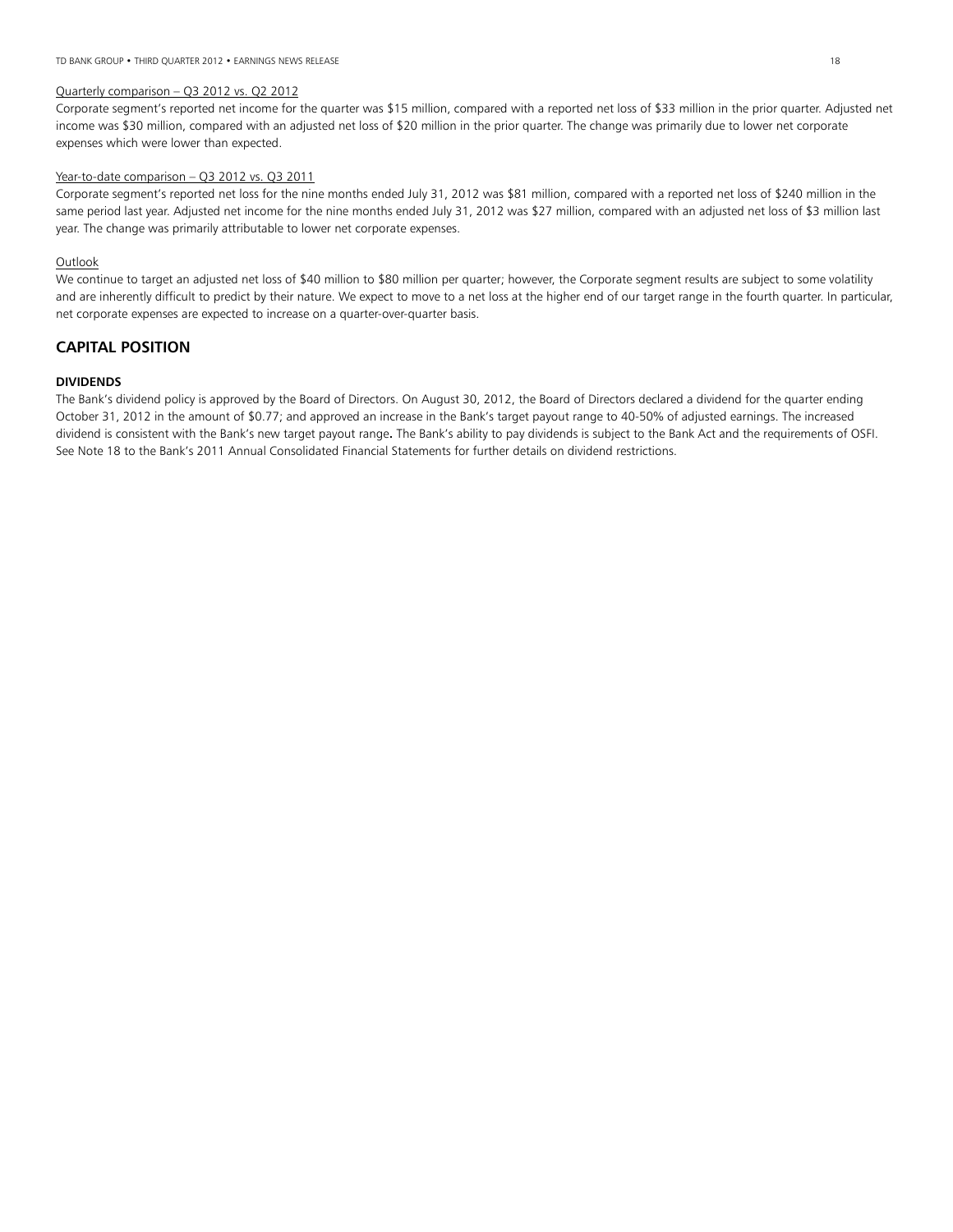Quarterly comparison – Q3 2012 vs. Q2 2012

Corporate segment's reported net income for the quarter was $15 million, compared with a reported net loss of $33 million in the prior quarter. Adjusted net income was $30 million, compared with an adjusted net loss of $20 million in the prior quarter. The change was primarily due to lower net corporate expenses which were lower than expected.

Year-to-date comparison – Q3 2012 vs. Q3 2011

Corporate segment's reported net loss for the nine months ended July 31, 2012 was $81 million, compared with a reported net loss of $240 million in the same period last year. Adjusted net income for the nine months ended July 31, 2012 was $27 million, compared with an adjusted net loss of $3 million last year. The change was primarily attributable to lower net corporate expenses.

Outlook

We continue to target an adjusted net loss of $40 million to $80 million per quarter; however, the Corporate segment results are subject to some volatility and are inherently difficult to predict by their nature. We expect to move to a net loss at the higher end of our target range in the fourth quarter. In particular, net corporate expenses are expected to increase on a quarter-over-quarter basis.

## CAPITAL POSITION

**DIVIDENDS**

The Bank's dividend policy is approved by the Board of Directors. On August 30, 2012, the Board of Directors declared a dividend for the quarter ending October 31, 2012 in the amount of $0.77; and approved an increase in the Bank's target payout range to 40-50% of adjusted earnings. The increased dividend is consistent with the Bank's new target payout range**.** The Bank's ability to pay dividends is subject to the Bank Act and the requirements of OSFI. See Note 18 to the Bank's 2011 Annual Consolidated Financial Statements for further details on dividend restrictions.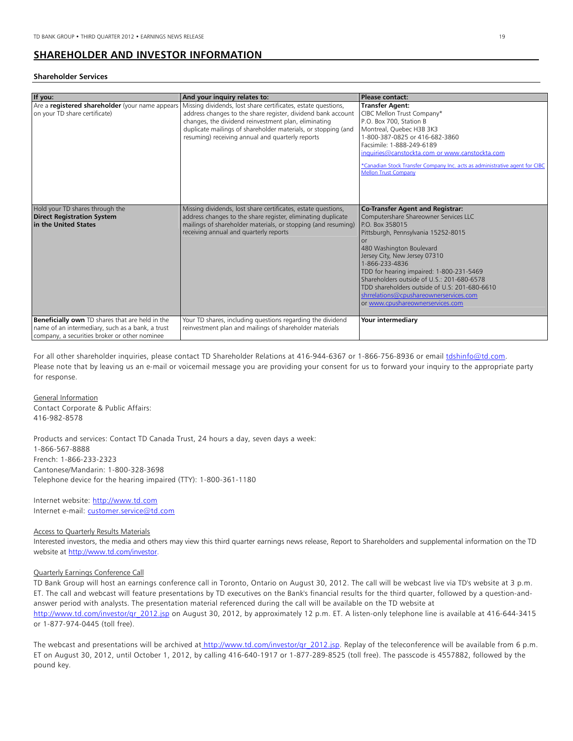## SHAREHOLDER AND INVESTOR INFORMATION

### Shareholder Services

| If you: | And your inquiry relates to: | Please contact: |
|---|---|---|
| Are a **registered shareholder** (your name appears on your TD share certificate) | Missing dividends, lost share certificates, estate questions, address changes to the share register, dividend bank account changes, the dividend reinvestment plan, eliminating duplicate mailings of shareholder materials, or stopping (and resuming) receiving annual and quarterly reports | **Transfer Agent:**<br>CIBC Mellon Trust Company*<br>P.O. Box 700, Station B<br>Montreal, Quebec H3B 3K3<br>1-800-387-0825 or 416-682-3860<br>Facsimile: 1-888-249-6189<br>inquiries@canstockta.com or www.canstockta.com<br><br>*Canadian Stock Transfer Company Inc. acts as administrative agent for CIBC Mellon Trust Company |
| Hold your TD shares through the **Direct Registration System in the United States** | Missing dividends, lost share certificates, estate questions, address changes to the share register, eliminating duplicate mailings of shareholder materials, or stopping (and resuming) receiving annual and quarterly reports | **Co-Transfer Agent and Registrar:**<br>Computershare Shareowner Services LLC<br>P.O. Box 358015<br>Pittsburgh, Pennsylvania 15252-8015<br>or<br>480 Washington Boulevard<br>Jersey City, New Jersey 07310<br>1-866-233-4836<br>TDD for hearing impaired: 1-800-231-5469<br>Shareholders outside of U.S.: 201-680-6578<br>TDD shareholders outside of U.S: 201-680-6610<br>shrrelations@cpushareownerservices.com<br>or www.cpushareownerservices.com |
| **Beneficially own** TD shares that are held in the name of an intermediary, such as a bank, a trust company, a securities broker or other nominee | Your TD shares, including questions regarding the dividend reinvestment plan and mailings of shareholder materials | **Your intermediary** |

For all other shareholder inquiries, please contact TD Shareholder Relations at 416-944-6367 or 1-866-756-8936 or email tdshinfo@td.com. Please note that by leaving us an e-mail or voicemail message you are providing your consent for us to forward your inquiry to the appropriate party for response.

General Information

Contact Corporate & Public Affairs:
416-982-8578

Products and services: Contact TD Canada Trust, 24 hours a day, seven days a week:
1-866-567-8888
French: 1-866-233-2323
Cantonese/Mandarin: 1-800-328-3698
Telephone device for the hearing impaired (TTY): 1-800-361-1180

Internet website: http://www.td.com
Internet e-mail: customer.service@td.com

Access to Quarterly Results Materials

Interested investors, the media and others may view this third quarter earnings news release, Report to Shareholders and supplemental information on the TD website at http://www.td.com/investor.

Quarterly Earnings Conference Call

TD Bank Group will host an earnings conference call in Toronto, Ontario on August 30, 2012. The call will be webcast live via TD's website at 3 p.m. ET. The call and webcast will feature presentations by TD executives on the Bank's financial results for the third quarter, followed by a question-and-answer period with analysts. The presentation material referenced during the call will be available on the TD website at http://www.td.com/investor/qr_2012.jsp on August 30, 2012, by approximately 12 p.m. ET. A listen-only telephone line is available at 416-644-3415 or 1-877-974-0445 (toll free).

The webcast and presentations will be archived at http://www.td.com/investor/qr_2012.jsp. Replay of the teleconference will be available from 6 p.m. ET on August 30, 2012, until October 1, 2012, by calling 416-640-1917 or 1-877-289-8525 (toll free). The passcode is 4557882, followed by the pound key.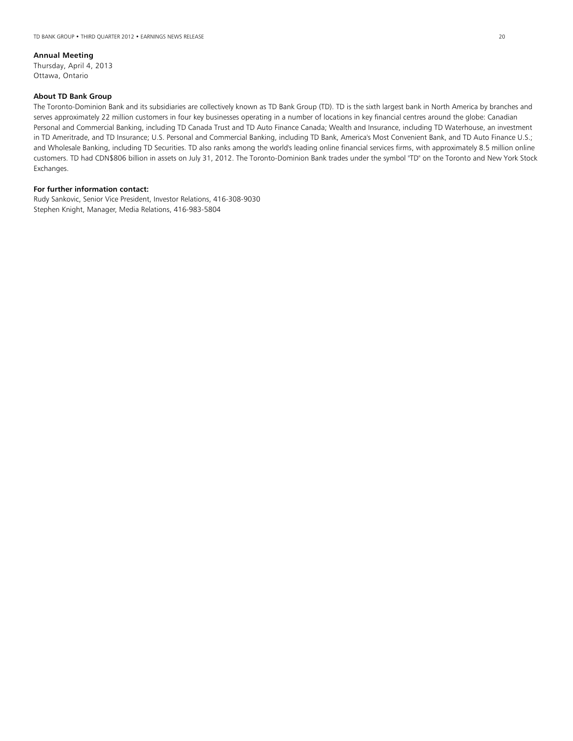**Annual Meeting**
Thursday, April 4, 2013
Ottawa, Ontario

**About TD Bank Group**

The Toronto-Dominion Bank and its subsidiaries are collectively known as TD Bank Group (TD). TD is the sixth largest bank in North America by branches and serves approximately 22 million customers in four key businesses operating in a number of locations in key financial centres around the globe: Canadian Personal and Commercial Banking, including TD Canada Trust and TD Auto Finance Canada; Wealth and Insurance, including TD Waterhouse, an investment in TD Ameritrade, and TD Insurance; U.S. Personal and Commercial Banking, including TD Bank, America's Most Convenient Bank, and TD Auto Finance U.S.; and Wholesale Banking, including TD Securities. TD also ranks among the world's leading online financial services firms, with approximately 8.5 million online customers. TD had CDN$806 billion in assets on July 31, 2012. The Toronto-Dominion Bank trades under the symbol "TD" on the Toronto and New York Stock Exchanges.

**For further information contact:**

Rudy Sankovic, Senior Vice President, Investor Relations, 416-308-9030
Stephen Knight, Manager, Media Relations, 416-983-5804